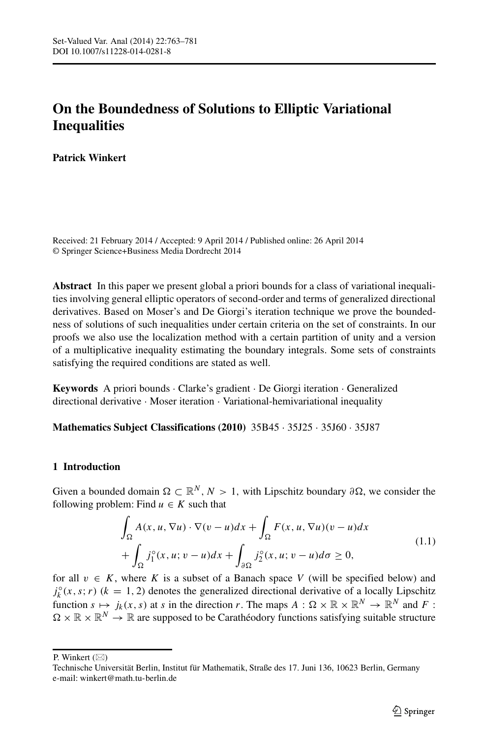# On the Boundedness of Solutions to Elliptic Variational Inequalities

**Patrick Winkert**

Received: 21 February 2014 / Accepted: 9 April 2014 / Published online: 26 April 2014
© Springer Science+Business Media Dordrecht 2014

**Abstract** In this paper we present global a priori bounds for a class of variational inequalities involving general elliptic operators of second-order and terms of generalized directional derivatives. Based on Moser's and De Giorgi's iteration technique we prove the boundedness of solutions of such inequalities under certain criteria on the set of constraints. In our proofs we also use the localization method with a certain partition of unity and a version of a multiplicative inequality estimating the boundary integrals. Some sets of constraints satisfying the required conditions are stated as well.

**Keywords** A priori bounds · Clarke's gradient · De Giorgi iteration · Generalized directional derivative · Moser iteration · Variational-hemivariational inequality

**Mathematics Subject Classifications (2010)** 35B45 · 35J25 · 35J60 · 35J87

## 1 Introduction

Given a bounded domain $\Omega \subset \mathbb{R}^N$, $N > 1$, with Lipschitz boundary $\partial\Omega$, we consider the following problem: Find $u \in K$ such that

$$
\begin{aligned}
&\int_\Omega A(x, u, \nabla u) \cdot \nabla(v - u)dx + \int_\Omega F(x, u, \nabla u)(v - u)dx \\
&+ \int_\Omega j_1^\circ(x, u; v - u)dx + \int_{\partial\Omega} j_2^\circ(x, u; v - u)d\sigma \geq 0,
\end{aligned}
\tag{1.1}
$$

for all $v \in K$, where $K$ is a subset of a Banach space $V$ (will be specified below) and $j_k^\circ(x, s; r)$ $(k = 1, 2)$ denotes the generalized directional derivative of a locally Lipschitz function $s \mapsto j_k(x, s)$ at $s$ in the direction $r$. The maps $A : \Omega \times \mathbb{R} \times \mathbb{R}^N \to \mathbb{R}^N$ and $F : \Omega \times \mathbb{R} \times \mathbb{R}^N \to \mathbb{R}$ are supposed to be Carathéodory functions satisfying suitable structure

P. Winkert (✉)
Technische Universität Berlin, Institut für Mathematik, Straße des 17. Juni 136, 10623 Berlin, Germany
e-mail: winkert@math.tu-berlin.de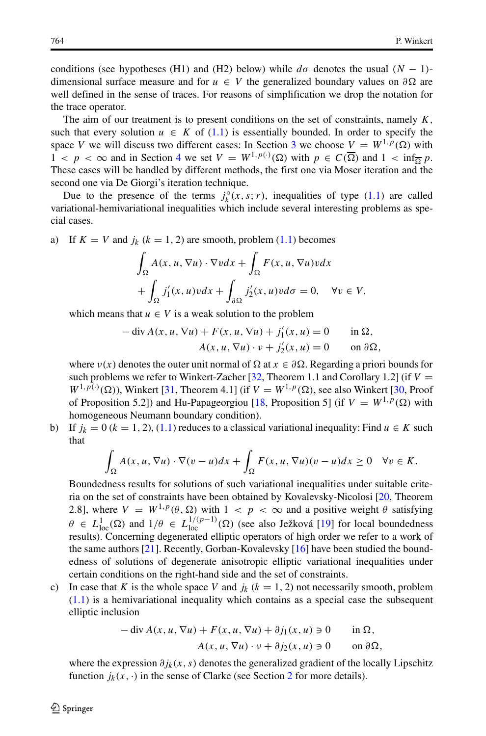conditions (see hypotheses (H1) and (H2) below) while $d\sigma$ denotes the usual $(N-1)$-dimensional surface measure and for $u \in V$ the generalized boundary values on $\partial\Omega$ are well defined in the sense of traces. For reasons of simplification we drop the notation for the trace operator.

The aim of our treatment is to present conditions on the set of constraints, namely $K$, such that every solution $u \in K$ of (1.1) is essentially bounded. In order to specify the space $V$ we will discuss two different cases: In Section 3 we choose $V = W^{1,p}(\Omega)$ with $1 < p < \infty$ and in Section 4 we set $V = W^{1,p(\cdot)}(\Omega)$ with $p \in C(\overline{\Omega})$ and $1 < \inf_{\overline{\Omega}} p$. These cases will be handled by different methods, the first one via Moser iteration and the second one via De Giorgi's iteration technique.

Due to the presence of the terms $j_k^\circ(x, s; r)$, inequalities of type (1.1) are called variational-hemivariational inequalities which include several interesting problems as special cases.

a) If $K = V$ and $j_k$ $(k = 1, 2)$ are smooth, problem (1.1) becomes

$$\int_\Omega A(x, u, \nabla u) \cdot \nabla v dx + \int_\Omega F(x, u, \nabla u) v dx + \int_\Omega j_1'(x, u) v dx + \int_{\partial\Omega} j_2'(x, u) v d\sigma = 0, \quad \forall v \in V,$$

which means that $u \in V$ is a weak solution to the problem

$$\begin{aligned} -\operatorname{div} A(x, u, \nabla u) + F(x, u, \nabla u) + j_1'(x, u) &= 0 \qquad \text{in } \Omega, \\ A(x, u, \nabla u) \cdot \nu + j_2'(x, u) &= 0 \qquad \text{on } \partial\Omega, \end{aligned}$$

where $\nu(x)$ denotes the outer unit normal of $\Omega$ at $x \in \partial\Omega$. Regarding a priori bounds for such problems we refer to Winkert-Zacher [32, Theorem 1.1 and Corollary 1.2] (if $V = W^{1,p(\cdot)}(\Omega)$), Winkert [31, Theorem 4.1] (if $V = W^{1,p}(\Omega)$, see also Winkert [30, Proof of Proposition 5.2]) and Hu-Papageorgiou [18, Proposition 5] (if $V = W^{1,p}(\Omega)$ with homogeneous Neumann boundary condition).

b) If $j_k = 0$ $(k = 1, 2)$, (1.1) reduces to a classical variational inequality: Find $u \in K$ such that

$$\int_\Omega A(x, u, \nabla u) \cdot \nabla(v - u) dx + \int_\Omega F(x, u, \nabla u)(v - u) dx \geq 0 \quad \forall v \in K.$$

Boundedness results for solutions of such variational inequalities under suitable criteria on the set of constraints have been obtained by Kovalevsky-Nicolosi [20, Theorem 2.8], where $V = W^{1,p}(\theta, \Omega)$ with $1 < p < \infty$ and a positive weight $\theta$ satisfying $\theta \in L^1_{\text{loc}}(\Omega)$ and $1/\theta \in L^{1/(p-1)}_{\text{loc}}(\Omega)$ (see also Ježková [19] for local boundedness results). Concerning degenerated elliptic operators of high order we refer to a work of the same authors [21]. Recently, Gorban-Kovalevsky [16] have been studied the boundedness of solutions of degenerate anisotropic elliptic variational inequalities under certain conditions on the right-hand side and the set of constraints.

c) In case that $K$ is the whole space $V$ and $j_k$ $(k = 1, 2)$ not necessarily smooth, problem (1.1) is a hemivariational inequality which contains as a special case the subsequent elliptic inclusion

$$\begin{aligned} -\operatorname{div} A(x, u, \nabla u) + F(x, u, \nabla u) + \partial j_1(x, u) &\ni 0 \qquad \text{in } \Omega, \\ A(x, u, \nabla u) \cdot \nu + \partial j_2(x, u) &\ni 0 \qquad \text{on } \partial\Omega, \end{aligned}$$

where the expression $\partial j_k(x, s)$ denotes the generalized gradient of the locally Lipschitz function $j_k(x, \cdot)$ in the sense of Clarke (see Section 2 for more details).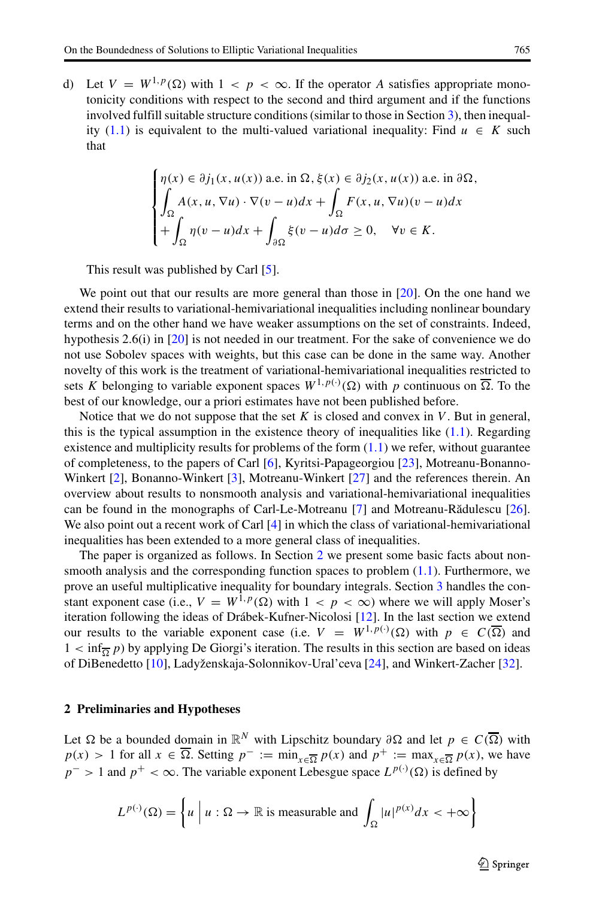d) Let $V = W^{1,p}(\Omega)$ with $1 < p < \infty$. If the operator $A$ satisfies appropriate monotonicity conditions with respect to the second and third argument and if the functions involved fulfill suitable structure conditions (similar to those in Section 3), then inequality (1.1) is equivalent to the multi-valued variational inequality: Find $u \in K$ such that

$$
\begin{cases}
\eta(x) \in \partial j_1(x, u(x)) \text{ a.e. in } \Omega, \, \xi(x) \in \partial j_2(x, u(x)) \text{ a.e. in } \partial\Omega, \\
\displaystyle\int_\Omega A(x, u, \nabla u) \cdot \nabla(v - u) dx + \int_\Omega F(x, u, \nabla u)(v - u) dx \\
\displaystyle + \int_\Omega \eta(v - u) dx + \int_{\partial\Omega} \xi(v - u) d\sigma \geq 0, \quad \forall v \in K.
\end{cases}
$$

This result was published by Carl [5].

We point out that our results are more general than those in [20]. On the one hand we extend their results to variational-hemivariational inequalities including nonlinear boundary terms and on the other hand we have weaker assumptions on the set of constraints. Indeed, hypothesis 2.6(i) in [20] is not needed in our treatment. For the sake of convenience we do not use Sobolev spaces with weights, but this case can be done in the same way. Another novelty of this work is the treatment of variational-hemivariational inequalities restricted to sets $K$ belonging to variable exponent spaces $W^{1,p(\cdot)}(\Omega)$ with $p$ continuous on $\overline{\Omega}$. To the best of our knowledge, our a priori estimates have not been published before.

Notice that we do not suppose that the set $K$ is closed and convex in $V$. But in general, this is the typical assumption in the existence theory of inequalities like (1.1). Regarding existence and multiplicity results for problems of the form (1.1) we refer, without guarantee of completeness, to the papers of Carl [6], Kyritsi-Papageorgiou [23], Motreanu-Bonanno-Winkert [2], Bonanno-Winkert [3], Motreanu-Winkert [27] and the references therein. An overview about results to nonsmooth analysis and variational-hemivariational inequalities can be found in the monographs of Carl-Le-Motreanu [7] and Motreanu-Rădulescu [26]. We also point out a recent work of Carl [4] in which the class of variational-hemivariational inequalities has been extended to a more general class of inequalities.

The paper is organized as follows. In Section 2 we present some basic facts about nonsmooth analysis and the corresponding function spaces to problem (1.1). Furthermore, we prove an useful multiplicative inequality for boundary integrals. Section 3 handles the constant exponent case (i.e., $V = W^{1,p}(\Omega)$ with $1 < p < \infty$) where we will apply Moser's iteration following the ideas of Drábek-Kufner-Nicolosi [12]. In the last section we extend our results to the variable exponent case (i.e. $V = W^{1,p(\cdot)}(\Omega)$ with $p \in C(\overline{\Omega})$ and $1 < \inf_{\overline{\Omega}} p$) by applying De Giorgi's iteration. The results in this section are based on ideas of DiBenedetto [10], Ladyženskaja-Solonnikov-Ural'ceva [24], and Winkert-Zacher [32].

## 2 Preliminaries and Hypotheses

Let $\Omega$ be a bounded domain in $\mathbb{R}^N$ with Lipschitz boundary $\partial\Omega$ and let $p \in C(\overline{\Omega})$ with $p(x) > 1$ for all $x \in \overline{\Omega}$. Setting $p^- := \min_{x \in \overline{\Omega}} p(x)$ and $p^+ := \max_{x \in \overline{\Omega}} p(x)$, we have $p^- > 1$ and $p^+ < \infty$. The variable exponent Lebesgue space $L^{p(\cdot)}(\Omega)$ is defined by

$$
L^{p(\cdot)}(\Omega) = \left\{ u \;\middle|\; u : \Omega \to \mathbb{R} \text{ is measurable and } \int_\Omega |u|^{p(x)} dx < +\infty \right\}
$$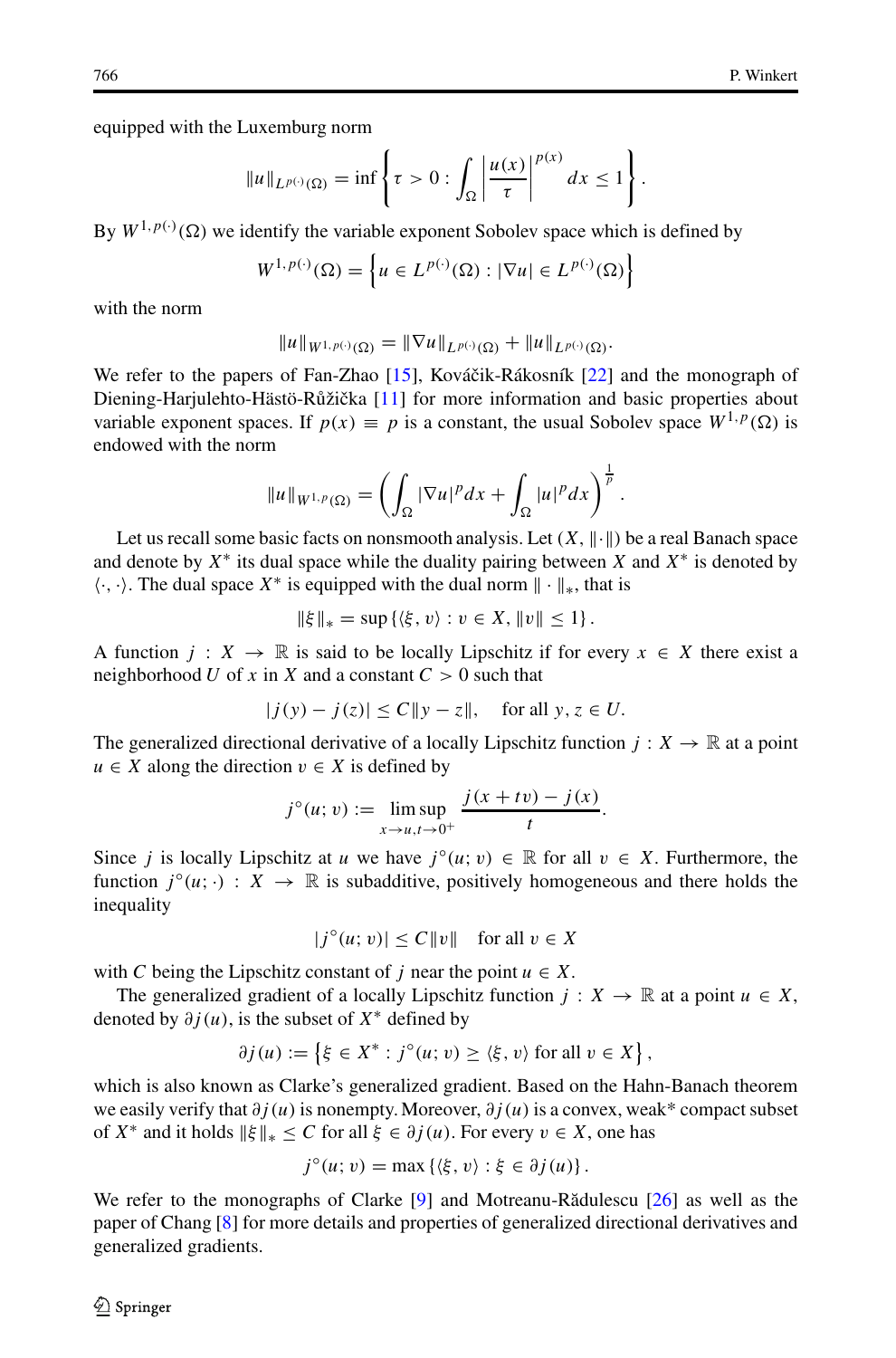equipped with the Luxemburg norm

$$\|u\|_{L^{p(\cdot)}(\Omega)} = \inf\left\{\tau > 0 : \int_\Omega \left|\frac{u(x)}{\tau}\right|^{p(x)} dx \le 1\right\}.$$

By $W^{1,p(\cdot)}(\Omega)$ we identify the variable exponent Sobolev space which is defined by

$$W^{1,p(\cdot)}(\Omega) = \left\{u \in L^{p(\cdot)}(\Omega) : |\nabla u| \in L^{p(\cdot)}(\Omega)\right\}$$

with the norm

$$\|u\|_{W^{1,p(\cdot)}(\Omega)} = \|\nabla u\|_{L^{p(\cdot)}(\Omega)} + \|u\|_{L^{p(\cdot)}(\Omega)}.$$

We refer to the papers of Fan-Zhao [15], Kováčik-Rákosník [22] and the monograph of Diening-Harjulehto-Hästö-Růžička [11] for more information and basic properties about variable exponent spaces. If $p(x) \equiv p$ is a constant, the usual Sobolev space $W^{1,p}(\Omega)$ is endowed with the norm

$$\|u\|_{W^{1,p}(\Omega)} = \left(\int_\Omega |\nabla u|^p dx + \int_\Omega |u|^p dx\right)^{\frac{1}{p}}.$$

Let us recall some basic facts on nonsmooth analysis. Let $(X, \|\cdot\|)$ be a real Banach space and denote by $X^*$ its dual space while the duality pairing between $X$ and $X^*$ is denoted by $\langle\cdot,\cdot\rangle$. The dual space $X^*$ is equipped with the dual norm $\|\cdot\|_*$, that is

$$\|\xi\|_* = \sup\{\langle \xi, v\rangle : v \in X, \|v\| \le 1\}.$$

A function $j : X \to \mathbb{R}$ is said to be locally Lipschitz if for every $x \in X$ there exist a neighborhood $U$ of $x$ in $X$ and a constant $C > 0$ such that

$$|j(y) - j(z)| \le C\|y - z\|, \quad \text{for all } y, z \in U.$$

The generalized directional derivative of a locally Lipschitz function $j : X \to \mathbb{R}$ at a point $u \in X$ along the direction $v \in X$ is defined by

$$j^\circ(u; v) := \limsup_{x \to u, t \to 0^+} \frac{j(x + tv) - j(x)}{t}.$$

Since $j$ is locally Lipschitz at $u$ we have $j^\circ(u; v) \in \mathbb{R}$ for all $v \in X$. Furthermore, the function $j^\circ(u; \cdot) : X \to \mathbb{R}$ is subadditive, positively homogeneous and there holds the inequality

$$|j^\circ(u; v)| \le C\|v\| \quad \text{for all } v \in X$$

with $C$ being the Lipschitz constant of $j$ near the point $u \in X$.

The generalized gradient of a locally Lipschitz function $j : X \to \mathbb{R}$ at a point $u \in X$, denoted by $\partial j(u)$, is the subset of $X^*$ defined by

$$\partial j(u) := \left\{\xi \in X^* : j^\circ(u; v) \ge \langle \xi, v\rangle \text{ for all } v \in X\right\},$$

which is also known as Clarke's generalized gradient. Based on the Hahn-Banach theorem we easily verify that $\partial j(u)$ is nonempty. Moreover, $\partial j(u)$ is a convex, weak* compact subset of $X^*$ and it holds $\|\xi\|_* \le C$ for all $\xi \in \partial j(u)$. For every $v \in X$, one has

$$j^\circ(u; v) = \max\{\langle \xi, v\rangle : \xi \in \partial j(u)\}.$$

We refer to the monographs of Clarke [9] and Motreanu-Rădulescu [26] as well as the paper of Chang [8] for more details and properties of generalized directional derivatives and generalized gradients.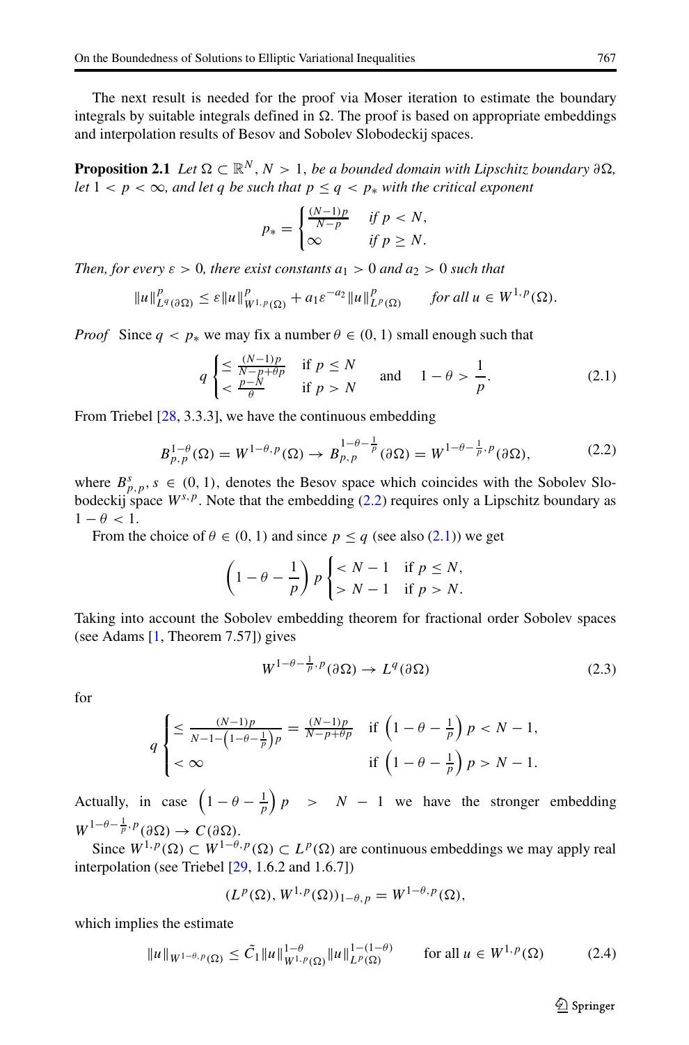The next result is needed for the proof via Moser iteration to estimate the boundary integrals by suitable integrals defined in $\Omega$. The proof is based on appropriate embeddings and interpolation results of Besov and Sobolev Slobodeckij spaces.

**Proposition 2.1** *Let $\Omega \subset \mathbb{R}^N$, $N > 1$, be a bounded domain with Lipschitz boundary $\partial\Omega$, let $1 < p < \infty$, and let $q$ be such that $p \le q < p_*$ with the critical exponent*

$$p_* = \begin{cases} \frac{(N-1)p}{N-p} & \text{if } p < N, \\ \infty & \text{if } p \ge N. \end{cases}$$

*Then, for every $\varepsilon > 0$, there exist constants $a_1 > 0$ and $a_2 > 0$ such that*

$$\|u\|^p_{L^q(\partial\Omega)} \le \varepsilon \|u\|^p_{W^{1,p}(\Omega)} + a_1 \varepsilon^{-a_2} \|u\|^p_{L^p(\Omega)} \qquad \text{for all } u \in W^{1,p}(\Omega).$$

*Proof* Since $q < p_*$ we may fix a number $\theta \in (0,1)$ small enough such that

$$q \begin{cases} \le \frac{(N-1)p}{N-p+\theta p} & \text{if } p \le N \\ < \frac{p-N}{\theta} & \text{if } p > N \end{cases} \quad \text{and} \quad 1-\theta > \frac{1}{p}. \tag{2.1}$$

From Triebel [28, 3.3.3], we have the continuous embedding

$$B^{1-\theta}_{p,p}(\Omega) = W^{1-\theta,p}(\Omega) \to B^{1-\theta-\frac{1}{p}}_{p,p}(\partial\Omega) = W^{1-\theta-\frac{1}{p},p}(\partial\Omega), \tag{2.2}$$

where $B^s_{p,p}$, $s \in (0,1)$, denotes the Besov space which coincides with the Sobolev Slobodeckij space $W^{s,p}$. Note that the embedding (2.2) requires only a Lipschitz boundary as $1-\theta < 1$.

From the choice of $\theta \in (0,1)$ and since $p \le q$ (see also (2.1)) we get

$$\left(1-\theta-\frac{1}{p}\right) p \begin{cases} < N-1 & \text{if } p \le N, \\ > N-1 & \text{if } p > N. \end{cases}$$

Taking into account the Sobolev embedding theorem for fractional order Sobolev spaces (see Adams [1, Theorem 7.57]) gives

$$W^{1-\theta-\frac{1}{p},p}(\partial\Omega) \to L^q(\partial\Omega) \tag{2.3}$$

for

$$q \begin{cases} \le \frac{(N-1)p}{N-1-\left(1-\theta-\frac{1}{p}\right)p} = \frac{(N-1)p}{N-p+\theta p} & \text{if } \left(1-\theta-\frac{1}{p}\right)p < N-1, \\ < \infty & \text{if } \left(1-\theta-\frac{1}{p}\right)p > N-1. \end{cases}$$

Actually, in case $\left(1-\theta-\frac{1}{p}\right)p > N-1$ we have the stronger embedding $W^{1-\theta-\frac{1}{p},p}(\partial\Omega) \to C(\partial\Omega)$.

Since $W^{1,p}(\Omega) \subset W^{1-\theta,p}(\Omega) \subset L^p(\Omega)$ are continuous embeddings we may apply real interpolation (see Triebel [29, 1.6.2 and 1.6.7])

$$(L^p(\Omega), W^{1,p}(\Omega))_{1-\theta,p} = W^{1-\theta,p}(\Omega),$$

which implies the estimate

$$\|u\|_{W^{1-\theta,p}(\Omega)} \le \tilde{C}_1 \|u\|^{1-\theta}_{W^{1,p}(\Omega)} \|u\|^{1-(1-\theta)}_{L^p(\Omega)} \qquad \text{for all } u \in W^{1,p}(\Omega) \tag{2.4}$$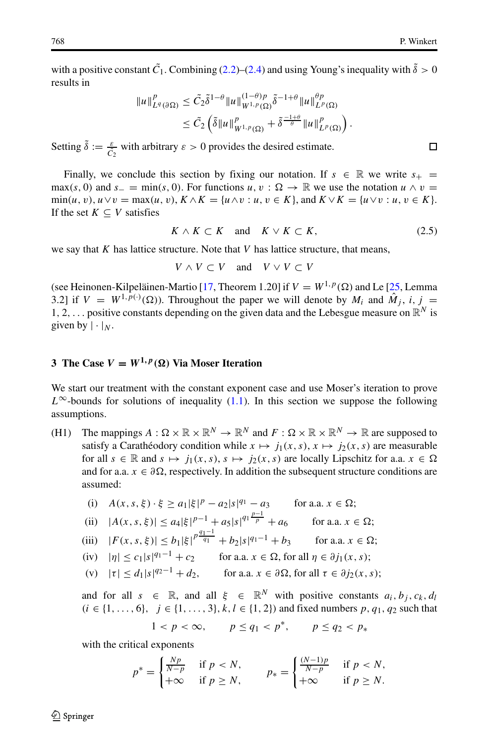with a positive constant $\tilde{C}_1$. Combining (2.2)–(2.4) and using Young's inequality with $\tilde{\delta} > 0$ results in

$$
\begin{aligned}
\|u\|^p_{L^q(\partial\Omega)} &\leq \tilde{C}_2 \tilde{\delta}^{1-\theta} \|u\|^{(1-\theta)p}_{W^{1,p}(\Omega)} \tilde{\delta}^{-1+\theta} \|u\|^{\theta p}_{L^p(\Omega)} \\
&\leq \tilde{C}_2 \left( \tilde{\delta} \|u\|^p_{W^{1,p}(\Omega)} + \tilde{\delta}^{\frac{-1+\theta}{\theta}} \|u\|^p_{L^p(\Omega)} \right).
\end{aligned}
$$

Setting $\tilde{\delta} := \frac{\varepsilon}{\tilde{C}_2}$ with arbitrary $\varepsilon > 0$ provides the desired estimate. □

Finally, we conclude this section by fixing our notation. If $s \in \mathbb{R}$ we write $s_+ = \max(s, 0)$ and $s_- = \min(s, 0)$. For functions $u, v : \Omega \to \mathbb{R}$ we use the notation $u \wedge v = \min(u, v)$, $u \vee v = \max(u, v)$, $K \wedge K = \{u \wedge v : u, v \in K\}$, and $K \vee K = \{u \vee v : u, v \in K\}$. If the set $K \subseteq V$ satisfies

$$
K \wedge K \subset K \quad \text{and} \quad K \vee K \subset K, \tag{2.5}
$$

we say that $K$ has lattice structure. Note that $V$ has lattice structure, that means,

$$
V \wedge V \subset V \quad \text{and} \quad V \vee V \subset V
$$

(see Heinonen-Kilpeläinen-Martio [17, Theorem 1.20] if $V = W^{1,p}(\Omega)$ and Le [25, Lemma 3.2] if $V = W^{1,p(\cdot)}(\Omega)$). Throughout the paper we will denote by $M_i$ and $\hat{M}_j$, $i, j = 1, 2, \ldots$ positive constants depending on the given data and the Lebesgue measure on $\mathbb{R}^N$ is given by $|\cdot|_N$.

## 3 The Case $V = W^{1,p}(\Omega)$ Via Moser Iteration

We start our treatment with the constant exponent case and use Moser's iteration to prove $L^\infty$-bounds for solutions of inequality (1.1). In this section we suppose the following assumptions.

(H1) The mappings $A : \Omega \times \mathbb{R} \times \mathbb{R}^N \to \mathbb{R}^N$ and $F : \Omega \times \mathbb{R} \times \mathbb{R}^N \to \mathbb{R}$ are supposed to satisfy a Carathéodory condition while $x \mapsto j_1(x, s)$, $x \mapsto j_2(x, s)$ are measurable for all $s \in \mathbb{R}$ and $s \mapsto j_1(x, s)$, $s \mapsto j_2(x, s)$ are locally Lipschitz for a.a. $x \in \Omega$ and for a.a. $x \in \partial\Omega$, respectively. In addition the subsequent structure conditions are assumed:

(i) $A(x, s, \xi) \cdot \xi \geq a_1|\xi|^p - a_2|s|^{q_1} - a_3$ for a.a. $x \in \Omega$;

(ii) $|A(x, s, \xi)| \leq a_4|\xi|^{p-1} + a_5|s|^{q_1 \frac{p-1}{p}} + a_6$ for a.a. $x \in \Omega$;

(iii) $|F(x, s, \xi)| \leq b_1|\xi|^{p\frac{q_1-1}{q_1}} + b_2|s|^{q_1-1} + b_3$ for a.a. $x \in \Omega$;

(iv) $|\eta| \leq c_1|s|^{q_1-1} + c_2$ for a.a. $x \in \Omega$, for all $\eta \in \partial j_1(x, s)$;

(v) $|\tau| \leq d_1|s|^{q_2-1} + d_2$, for a.a. $x \in \partial\Omega$, for all $\tau \in \partial j_2(x, s)$;

and for all $s \in \mathbb{R}$, and all $\xi \in \mathbb{R}^N$ with positive constants $a_i, b_j, c_k, d_l$ ($i \in \{1, \ldots, 6\}$, $j \in \{1, \ldots, 3\}$, $k, l \in \{1, 2\}$) and fixed numbers $p, q_1, q_2$ such that

$$
1 < p < \infty, \qquad p \leq q_1 < p^*, \qquad p \leq q_2 < p_*
$$

with the critical exponents

$$
p^* = \begin{cases} \frac{Np}{N-p} & \text{if } p < N, \\ +\infty & \text{if } p \geq N, \end{cases} \qquad p_* = \begin{cases} \frac{(N-1)p}{N-p} & \text{if } p < N, \\ +\infty & \text{if } p \geq N. \end{cases}
$$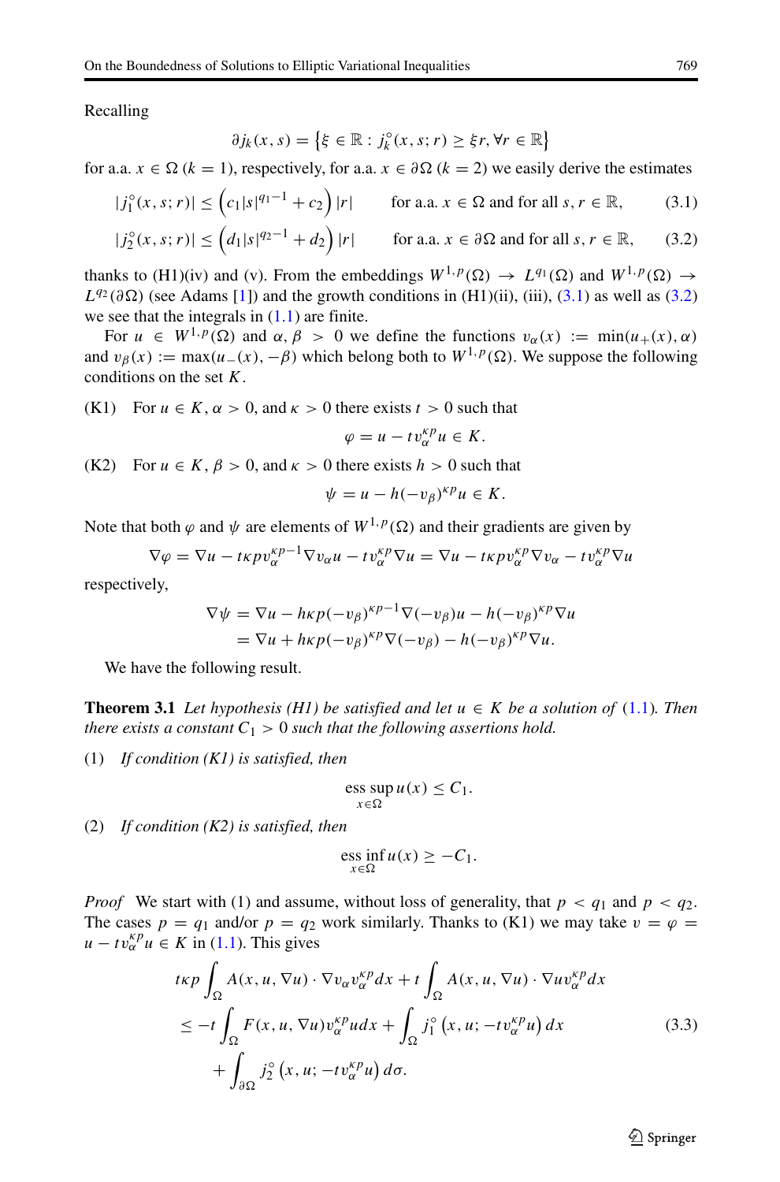Recalling

$$\partial j_k(x, s) = \left\{ \xi \in \mathbb{R} : j_k^\circ(x, s; r) \geq \xi r, \forall r \in \mathbb{R} \right\}$$

for a.a. $x \in \Omega$ ($k = 1$), respectively, for a.a. $x \in \partial\Omega$ ($k = 2$) we easily derive the estimates

$$|j_1^\circ(x, s; r)| \leq \left( c_1 |s|^{q_1 - 1} + c_2 \right) |r| \qquad \text{for a.a. } x \in \Omega \text{ and for all } s, r \in \mathbb{R}, \tag{3.1}$$

$$|j_2^\circ(x, s; r)| \leq \left( d_1 |s|^{q_2 - 1} + d_2 \right) |r| \qquad \text{for a.a. } x \in \partial\Omega \text{ and for all } s, r \in \mathbb{R}, \tag{3.2}$$

thanks to (H1)(iv) and (v). From the embeddings $W^{1,p}(\Omega) \to L^{q_1}(\Omega)$ and $W^{1,p}(\Omega) \to L^{q_2}(\partial\Omega)$ (see Adams [1]) and the growth conditions in (H1)(ii), (iii), (3.1) as well as (3.2) we see that the integrals in (1.1) are finite.

For $u \in W^{1,p}(\Omega)$ and $\alpha, \beta > 0$ we define the functions $v_\alpha(x) := \min(u_+(x), \alpha)$ and $v_\beta(x) := \max(u_-(x), -\beta)$ which belong both to $W^{1,p}(\Omega)$. We suppose the following conditions on the set $K$.

(K1) For $u \in K$, $\alpha > 0$, and $\kappa > 0$ there exists $t > 0$ such that

$$\varphi = u - t v_\alpha^{\kappa p} u \in K.$$

(K2) For $u \in K$, $\beta > 0$, and $\kappa > 0$ there exists $h > 0$ such that

$$\psi = u - h(-v_\beta)^{\kappa p} u \in K.$$

Note that both $\varphi$ and $\psi$ are elements of $W^{1,p}(\Omega)$ and their gradients are given by

$$\nabla\varphi = \nabla u - t\kappa p v_\alpha^{\kappa p - 1} \nabla v_\alpha u - t v_\alpha^{\kappa p} \nabla u = \nabla u - t\kappa p v_\alpha^{\kappa p} \nabla v_\alpha - t v_\alpha^{\kappa p} \nabla u$$

respectively,

$$\begin{aligned}
\nabla\psi &= \nabla u - h\kappa p (-v_\beta)^{\kappa p - 1} \nabla(-v_\beta) u - h(-v_\beta)^{\kappa p} \nabla u \\
&= \nabla u + h\kappa p (-v_\beta)^{\kappa p} \nabla(-v_\beta) - h(-v_\beta)^{\kappa p} \nabla u.
\end{aligned}$$

We have the following result.

**Theorem 3.1** *Let hypothesis (H1) be satisfied and let $u \in K$ be a solution of (1.1). Then there exists a constant $C_1 > 0$ such that the following assertions hold.*

(1) *If condition (K1) is satisfied, then*

$$\operatorname*{ess\,sup}_{x \in \Omega} u(x) \leq C_1.$$

(2) *If condition (K2) is satisfied, then*

$$\operatorname*{ess\,inf}_{x \in \Omega} u(x) \geq -C_1.$$

*Proof* We start with (1) and assume, without loss of generality, that $p < q_1$ and $p < q_2$. The cases $p = q_1$ and/or $p = q_2$ work similarly. Thanks to (K1) we may take $v = \varphi = u - t v_\alpha^{\kappa p} u \in K$ in (1.1). This gives

$$\begin{aligned}
&t\kappa p \int_\Omega A(x, u, \nabla u) \cdot \nabla v_\alpha v_\alpha^{\kappa p} dx + t \int_\Omega A(x, u, \nabla u) \cdot \nabla u v_\alpha^{\kappa p} dx \\
&\leq -t \int_\Omega F(x, u, \nabla u) v_\alpha^{\kappa p} u dx + \int_\Omega j_1^\circ\left(x, u; -t v_\alpha^{\kappa p} u\right) dx \\
&\quad + \int_{\partial\Omega} j_2^\circ\left(x, u; -t v_\alpha^{\kappa p} u\right) d\sigma.
\end{aligned} \tag{3.3}$$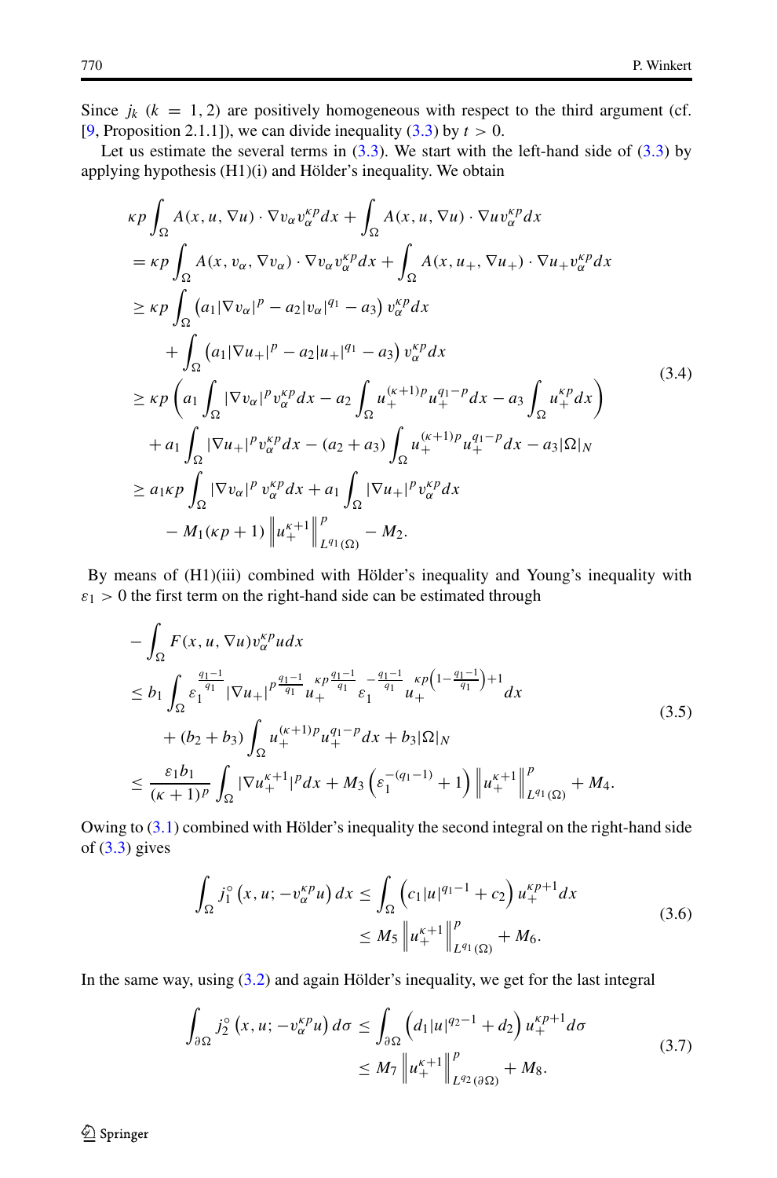Since $j_k$ ($k = 1, 2$) are positively homogeneous with respect to the third argument (cf. [9, Proposition 2.1.1]), we can divide inequality (3.3) by $t > 0$.

Let us estimate the several terms in (3.3). We start with the left-hand side of (3.3) by applying hypothesis (H1)(i) and Hölder's inequality. We obtain

$$
\begin{aligned}
&\kappa p \int_\Omega A(x, u, \nabla u) \cdot \nabla v_\alpha v_\alpha^{\kappa p} dx + \int_\Omega A(x, u, \nabla u) \cdot \nabla u v_\alpha^{\kappa p} dx \\
&= \kappa p \int_\Omega A(x, v_\alpha, \nabla v_\alpha) \cdot \nabla v_\alpha v_\alpha^{\kappa p} dx + \int_\Omega A(x, u_+, \nabla u_+) \cdot \nabla u_+ v_\alpha^{\kappa p} dx \\
&\geq \kappa p \int_\Omega \left(a_1 |\nabla v_\alpha|^p - a_2 |v_\alpha|^{q_1} - a_3\right) v_\alpha^{\kappa p} dx \\
&\quad + \int_\Omega \left(a_1 |\nabla u_+|^p - a_2 |u_+|^{q_1} - a_3\right) v_\alpha^{\kappa p} dx \\
&\geq \kappa p \left( a_1 \int_\Omega |\nabla v_\alpha|^p v_\alpha^{\kappa p} dx - a_2 \int_\Omega u_+^{(\kappa+1)p} u_+^{q_1 - p} dx - a_3 \int_\Omega u_+^{\kappa p} dx \right) \\
&\quad + a_1 \int_\Omega |\nabla u_+|^p v_\alpha^{\kappa p} dx - (a_2 + a_3) \int_\Omega u_+^{(\kappa+1)p} u_+^{q_1 - p} dx - a_3 |\Omega|_N \\
&\geq a_1 \kappa p \int_\Omega |\nabla v_\alpha|^p \, v_\alpha^{\kappa p} dx + a_1 \int_\Omega |\nabla u_+|^p v_\alpha^{\kappa p} dx \\
&\quad - M_1(\kappa p + 1) \left\| u_+^{\kappa+1} \right\|_{L^{q_1}(\Omega)}^p - M_2.
\end{aligned}
\tag{3.4}
$$

By means of (H1)(iii) combined with Hölder's inequality and Young's inequality with $\varepsilon_1 > 0$ the first term on the right-hand side can be estimated through

$$
\begin{aligned}
&- \int_\Omega F(x, u, \nabla u) v_\alpha^{\kappa p} u dx \\
&\leq b_1 \int_\Omega \varepsilon_1^{\frac{q_1 - 1}{q_1}} |\nabla u_+|^{p \frac{q_1 - 1}{q_1}} u_+^{\kappa p \frac{q_1 - 1}{q_1}} \varepsilon_1^{-\frac{q_1 - 1}{q_1}} u_+^{\kappa p \left(1 - \frac{q_1 - 1}{q_1}\right) + 1} dx \\
&\quad + (b_2 + b_3) \int_\Omega u_+^{(\kappa+1)p} u_+^{q_1 - p} dx + b_3 |\Omega|_N \\
&\leq \frac{\varepsilon_1 b_1}{(\kappa+1)^p} \int_\Omega |\nabla u_+^{\kappa+1}|^p dx + M_3 \left( \varepsilon_1^{-(q_1 - 1)} + 1 \right) \left\| u_+^{\kappa+1} \right\|_{L^{q_1}(\Omega)}^p + M_4.
\end{aligned}
\tag{3.5}
$$

Owing to (3.1) combined with Hölder's inequality the second integral on the right-hand side of (3.3) gives

$$
\begin{aligned}
\int_\Omega j_1^\circ \left(x, u; -v_\alpha^{\kappa p} u\right) dx &\leq \int_\Omega \left( c_1 |u|^{q_1 - 1} + c_2 \right) u_+^{\kappa p + 1} dx \\
&\leq M_5 \left\| u_+^{\kappa+1} \right\|_{L^{q_1}(\Omega)}^p + M_6.
\end{aligned}
\tag{3.6}
$$

In the same way, using (3.2) and again Hölder's inequality, we get for the last integral

$$
\begin{aligned}
\int_{\partial\Omega} j_2^\circ \left(x, u; -v_\alpha^{\kappa p} u\right) d\sigma &\leq \int_{\partial\Omega} \left( d_1 |u|^{q_2 - 1} + d_2 \right) u_+^{\kappa p + 1} d\sigma \\
&\leq M_7 \left\| u_+^{\kappa+1} \right\|_{L^{q_2}(\partial\Omega)}^p + M_8.
\end{aligned}
\tag{3.7}
$$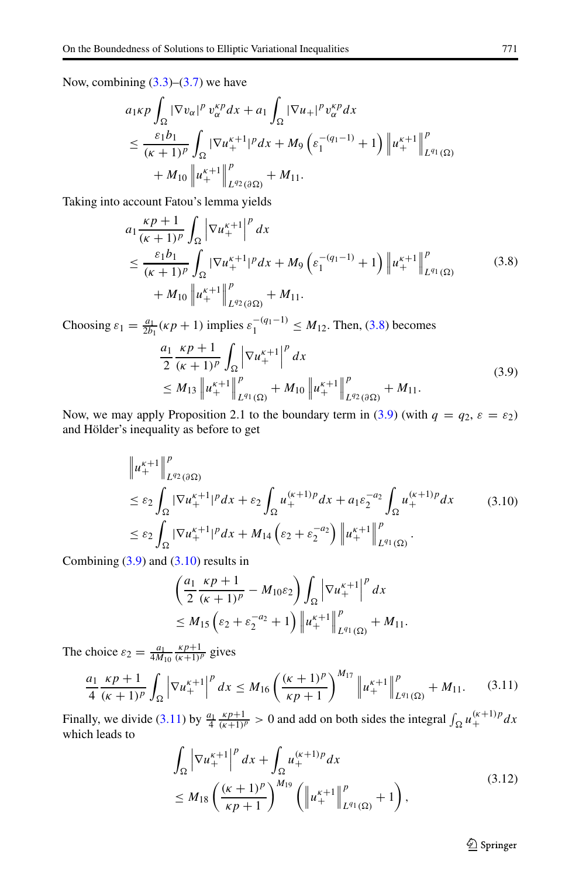Now, combining (3.3)–(3.7) we have

$$
\begin{aligned}
&a_1 \kappa p \int_\Omega |\nabla v_\alpha|^p\, v_\alpha^{\kappa p} dx + a_1 \int_\Omega |\nabla u_+|^p v_\alpha^{\kappa p} dx \\
&\le \frac{\varepsilon_1 b_1}{(\kappa+1)^p} \int_\Omega |\nabla u_+^{\kappa+1}|^p dx + M_9 \left(\varepsilon_1^{-(q_1-1)} + 1\right) \left\| u_+^{\kappa+1} \right\|^p_{L^{q_1}(\Omega)} \\
&\quad + M_{10} \left\| u_+^{\kappa+1} \right\|^p_{L^{q_2}(\partial\Omega)} + M_{11}.
\end{aligned}
$$

Taking into account Fatou's lemma yields

$$
\begin{aligned}
&a_1 \frac{\kappa p + 1}{(\kappa+1)^p} \int_\Omega \left|\nabla u_+^{\kappa+1}\right|^p dx \\
&\le \frac{\varepsilon_1 b_1}{(\kappa+1)^p} \int_\Omega |\nabla u_+^{\kappa+1}|^p dx + M_9 \left(\varepsilon_1^{-(q_1-1)} + 1\right) \left\| u_+^{\kappa+1} \right\|^p_{L^{q_1}(\Omega)} \\
&\quad + M_{10} \left\| u_+^{\kappa+1} \right\|^p_{L^{q_2}(\partial\Omega)} + M_{11}.
\end{aligned}
\tag{3.8}
$$

Choosing $\varepsilon_1 = \frac{a_1}{2b_1}(\kappa p + 1)$ implies $\varepsilon_1^{-(q_1-1)} \le M_{12}$. Then, (3.8) becomes

$$
\begin{aligned}
&\frac{a_1}{2} \frac{\kappa p + 1}{(\kappa+1)^p} \int_\Omega \left|\nabla u_+^{\kappa+1}\right|^p dx \\
&\le M_{13} \left\| u_+^{\kappa+1} \right\|^p_{L^{q_1}(\Omega)} + M_{10} \left\| u_+^{\kappa+1} \right\|^p_{L^{q_2}(\partial\Omega)} + M_{11}.
\end{aligned}
\tag{3.9}
$$

Now, we may apply Proposition 2.1 to the boundary term in (3.9) (with $q = q_2$, $\varepsilon = \varepsilon_2$) and Hölder's inequality as before to get

$$
\begin{aligned}
&\left\| u_+^{\kappa+1} \right\|^p_{L^{q_2}(\partial\Omega)} \\
&\le \varepsilon_2 \int_\Omega |\nabla u_+^{\kappa+1}|^p dx + \varepsilon_2 \int_\Omega u_+^{(\kappa+1)p} dx + a_1 \varepsilon_2^{-a_2} \int_\Omega u_+^{(\kappa+1)p} dx \\
&\le \varepsilon_2 \int_\Omega |\nabla u_+^{\kappa+1}|^p dx + M_{14} \left(\varepsilon_2 + \varepsilon_2^{-a_2}\right) \left\| u_+^{\kappa+1} \right\|^p_{L^{q_1}(\Omega)}.
\end{aligned}
\tag{3.10}
$$

Combining (3.9) and (3.10) results in

$$
\begin{aligned}
&\left( \frac{a_1}{2} \frac{\kappa p + 1}{(\kappa+1)^p} - M_{10}\varepsilon_2 \right) \int_\Omega \left|\nabla u_+^{\kappa+1}\right|^p dx \\
&\le M_{15} \left(\varepsilon_2 + \varepsilon_2^{-a_2} + 1\right) \left\| u_+^{\kappa+1} \right\|^p_{L^{q_1}(\Omega)} + M_{11}.
\end{aligned}
$$

The choice $\varepsilon_2 = \frac{a_1}{4M_{10}} \frac{\kappa p + 1}{(\kappa+1)^p}$ gives

$$
\frac{a_1}{4} \frac{\kappa p + 1}{(\kappa+1)^p} \int_\Omega \left|\nabla u_+^{\kappa+1}\right|^p dx \le M_{16} \left( \frac{(\kappa+1)^p}{\kappa p + 1} \right)^{M_{17}} \left\| u_+^{\kappa+1} \right\|^p_{L^{q_1}(\Omega)} + M_{11}. \tag{3.11}
$$

Finally, we divide (3.11) by $\frac{a_1}{4} \frac{\kappa p + 1}{(\kappa+1)^p} > 0$ and add on both sides the integral $\int_\Omega u_+^{(\kappa+1)p} dx$ which leads to

$$
\begin{aligned}
&\int_\Omega \left|\nabla u_+^{\kappa+1}\right|^p dx + \int_\Omega u_+^{(\kappa+1)p} dx \\
&\le M_{18} \left( \frac{(\kappa+1)^p}{\kappa p + 1} \right)^{M_{19}} \left( \left\| u_+^{\kappa+1} \right\|^p_{L^{q_1}(\Omega)} + 1 \right),
\end{aligned}
\tag{3.12}
$$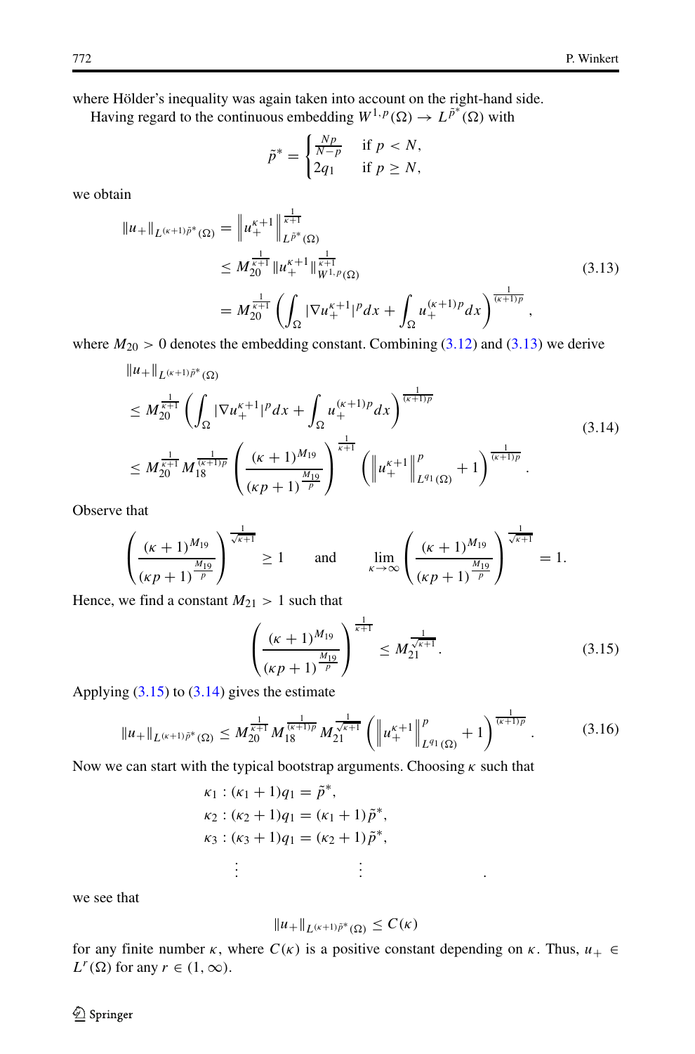where Hölder's inequality was again taken into account on the right-hand side.

Having regard to the continuous embedding $W^{1,p}(\Omega) \to L^{\tilde{p}^*}(\Omega)$ with

$$\tilde{p}^* = \begin{cases} \frac{Np}{N-p} & \text{if } p < N, \\ 2q_1 & \text{if } p \geq N, \end{cases}$$

we obtain

$$\begin{aligned} \|u_+\|_{L^{(\kappa+1)\tilde{p}^*}(\Omega)} &= \left\| u_+^{\kappa+1} \right\|_{L^{\tilde{p}^*}(\Omega)}^{\frac{1}{\kappa+1}} \\ &\leq M_{20}^{\frac{1}{\kappa+1}} \|u_+^{\kappa+1}\|_{W^{1,p}(\Omega)}^{\frac{1}{\kappa+1}} \\ &= M_{20}^{\frac{1}{\kappa+1}} \left( \int_\Omega |\nabla u_+^{\kappa+1}|^p dx + \int_\Omega u_+^{(\kappa+1)p} dx \right)^{\frac{1}{(\kappa+1)p}}, \end{aligned} \tag{3.13}$$

where $M_{20} > 0$ denotes the embedding constant. Combining (3.12) and (3.13) we derive

$$\begin{aligned} &\|u_+\|_{L^{(\kappa+1)\tilde{p}^*}(\Omega)} \\ &\leq M_{20}^{\frac{1}{\kappa+1}} \left( \int_\Omega |\nabla u_+^{\kappa+1}|^p dx + \int_\Omega u_+^{(\kappa+1)p} dx \right)^{\frac{1}{(\kappa+1)p}} \\ &\leq M_{20}^{\frac{1}{\kappa+1}} M_{18}^{\frac{1}{(\kappa+1)p}} \left( \frac{(\kappa+1)^{M_{19}}}{(\kappa p+1)^{\frac{M_{19}}{p}}} \right)^{\frac{1}{\kappa+1}} \left( \left\| u_+^{\kappa+1} \right\|_{L^{q_1}(\Omega)}^p + 1 \right)^{\frac{1}{(\kappa+1)p}}. \end{aligned} \tag{3.14}$$

Observe that

$$\left( \frac{(\kappa+1)^{M_{19}}}{(\kappa p+1)^{\frac{M_{19}}{p}}} \right)^{\frac{1}{\sqrt{\kappa+1}}} \geq 1 \qquad \text{and} \qquad \lim_{\kappa \to \infty} \left( \frac{(\kappa+1)^{M_{19}}}{(\kappa p+1)^{\frac{M_{19}}{p}}} \right)^{\frac{1}{\sqrt{\kappa+1}}} = 1.$$

Hence, we find a constant $M_{21} > 1$ such that

$$\left( \frac{(\kappa+1)^{M_{19}}}{(\kappa p+1)^{\frac{M_{19}}{p}}} \right)^{\frac{1}{\kappa+1}} \leq M_{21}^{\frac{1}{\sqrt{\kappa+1}}}. \tag{3.15}$$

Applying (3.15) to (3.14) gives the estimate

$$\|u_+\|_{L^{(\kappa+1)\tilde{p}^*}(\Omega)} \leq M_{20}^{\frac{1}{\kappa+1}} M_{18}^{\frac{1}{(\kappa+1)p}} M_{21}^{\frac{1}{\sqrt{\kappa+1}}} \left( \left\| u_+^{\kappa+1} \right\|_{L^{q_1}(\Omega)}^p + 1 \right)^{\frac{1}{(\kappa+1)p}}. \tag{3.16}$$

Now we can start with the typical bootstrap arguments. Choosing $\kappa$ such that

$$\begin{aligned} &\kappa_1 : (\kappa_1 + 1)q_1 = \tilde{p}^*, \\ &\kappa_2 : (\kappa_2 + 1)q_1 = (\kappa_1 + 1)\tilde{p}^*, \\ &\kappa_3 : (\kappa_3 + 1)q_1 = (\kappa_2 + 1)\tilde{p}^*, \\ &\quad \vdots \qquad\qquad \vdots \end{aligned}$$

we see that

$$\|u_+\|_{L^{(\kappa+1)\tilde{p}^*}(\Omega)} \leq C(\kappa)$$

for any finite number $\kappa$, where $C(\kappa)$ is a positive constant depending on $\kappa$. Thus, $u_+ \in L^r(\Omega)$ for any $r \in (1, \infty)$.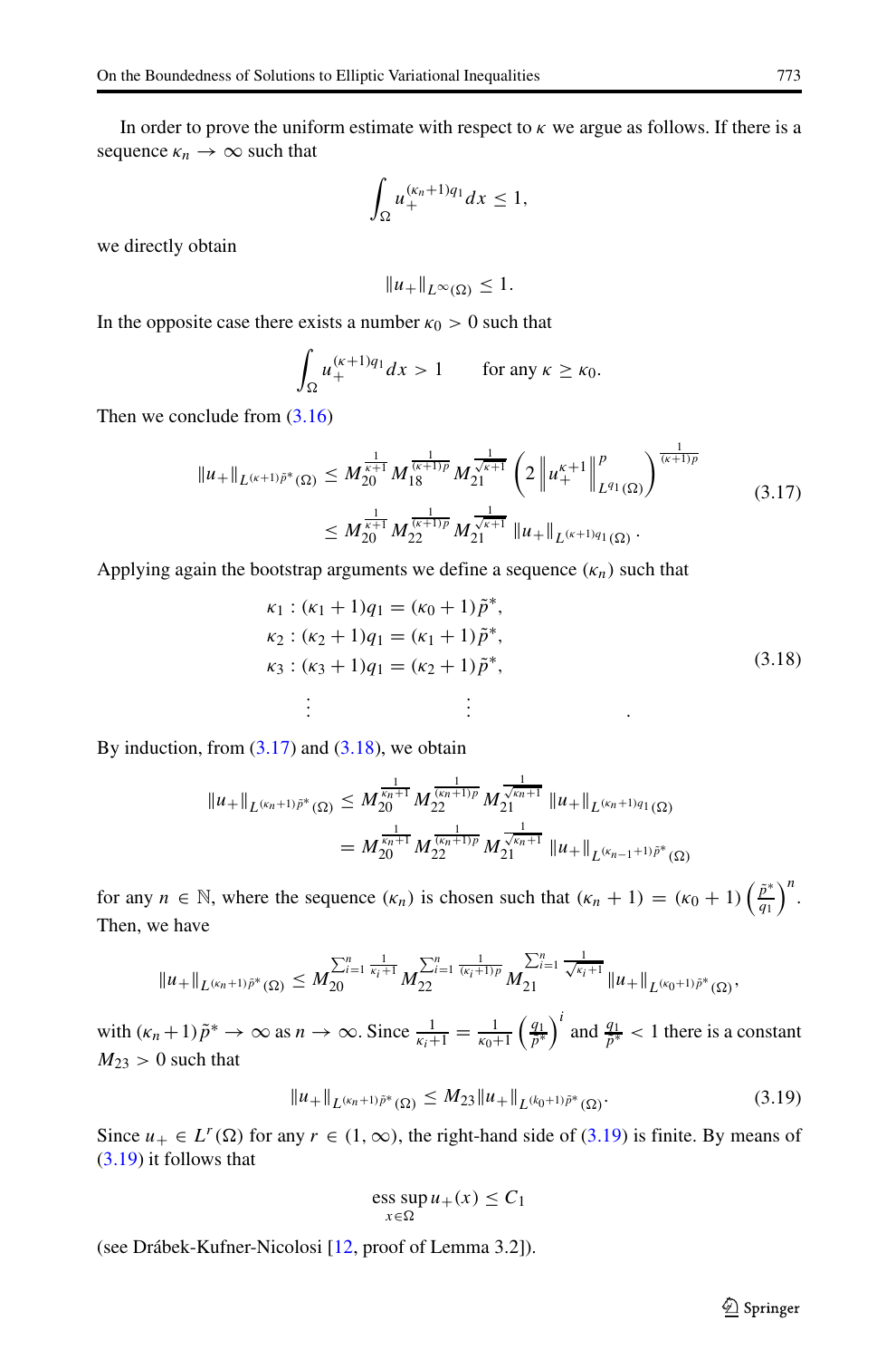In order to prove the uniform estimate with respect to $\kappa$ we argue as follows. If there is a sequence $\kappa_n \to \infty$ such that

$$\int_\Omega u_+^{(\kappa_n+1)q_1} dx \le 1,$$

we directly obtain

$$\|u_+\|_{L^\infty(\Omega)} \le 1.$$

In the opposite case there exists a number $\kappa_0 > 0$ such that

$$\int_\Omega u_+^{(\kappa+1)q_1} dx > 1 \qquad \text{for any } \kappa \ge \kappa_0.$$

Then we conclude from (3.16)

$$\begin{aligned}
\|u_+\|_{L^{(\kappa+1)\tilde{p}^*}(\Omega)} &\le M_{20}^{\frac{1}{\kappa+1}} M_{18}^{\frac{1}{(\kappa+1)p}} M_{21}^{\frac{1}{\sqrt{\kappa+1}}} \left(2 \left\| u_+^{\kappa+1} \right\|_{L^{q_1}(\Omega)}^p \right)^{\frac{1}{(\kappa+1)p}} \\
&\le M_{20}^{\frac{1}{\kappa+1}} M_{22}^{\frac{1}{(\kappa+1)p}} M_{21}^{\frac{1}{\sqrt{\kappa+1}}} \|u_+\|_{L^{(\kappa+1)q_1}(\Omega)}.
\end{aligned} \tag{3.17}$$

Applying again the bootstrap arguments we define a sequence $(\kappa_n)$ such that

$$\begin{aligned}
&\kappa_1 : (\kappa_1 + 1) q_1 = (\kappa_0 + 1)\tilde{p}^*, \\
&\kappa_2 : (\kappa_2 + 1) q_1 = (\kappa_1 + 1)\tilde{p}^*, \\
&\kappa_3 : (\kappa_3 + 1) q_1 = (\kappa_2 + 1)\tilde{p}^*, \\
&\quad \vdots \qquad\qquad\qquad \vdots \qquad\qquad\qquad .
\end{aligned} \tag{3.18}$$

By induction, from (3.17) and (3.18), we obtain

$$\begin{aligned}
\|u_+\|_{L^{(\kappa_n+1)\tilde{p}^*}(\Omega)} &\le M_{20}^{\frac{1}{\kappa_n+1}} M_{22}^{\frac{1}{(\kappa_n+1)p}} M_{21}^{\frac{1}{\sqrt{\kappa_n+1}}} \|u_+\|_{L^{(\kappa_n+1)q_1}(\Omega)} \\
&= M_{20}^{\frac{1}{\kappa_n+1}} M_{22}^{\frac{1}{(\kappa_n+1)p}} M_{21}^{\frac{1}{\sqrt{\kappa_n+1}}} \|u_+\|_{L^{(\kappa_{n-1}+1)\tilde{p}^*}(\Omega)}
\end{aligned}$$

for any $n \in \mathbb{N}$, where the sequence $(\kappa_n)$ is chosen such that $(\kappa_n + 1) = (\kappa_0 + 1)\left(\frac{\tilde{p}^*}{q_1}\right)^n$. Then, we have

$$\|u_+\|_{L^{(\kappa_n+1)\tilde{p}^*}(\Omega)} \le M_{20}^{\sum_{i=1}^n \frac{1}{\kappa_i+1}} M_{22}^{\sum_{i=1}^n \frac{1}{(\kappa_i+1)p}} M_{21}^{\sum_{i=1}^n \frac{1}{\sqrt{\kappa_i+1}}} \|u_+\|_{L^{(\kappa_0+1)\tilde{p}^*}(\Omega)},$$

with $(\kappa_n+1)\tilde{p}^* \to \infty$ as $n \to \infty$. Since $\frac{1}{\kappa_i+1} = \frac{1}{\kappa_0+1}\left(\frac{q_1}{\tilde{p}^*}\right)^i$ and $\frac{q_1}{\tilde{p}^*} < 1$ there is a constant $M_{23} > 0$ such that

$$\|u_+\|_{L^{(\kappa_n+1)\tilde{p}^*}(\Omega)} \le M_{23} \|u_+\|_{L^{(\kappa_0+1)\tilde{p}^*}(\Omega)}. \tag{3.19}$$

Since $u_+ \in L^r(\Omega)$ for any $r \in (1, \infty)$, the right-hand side of (3.19) is finite. By means of (3.19) it follows that

$$\operatorname*{ess\,sup}_{x \in \Omega} u_+(x) \le C_1$$

(see Drábek-Kufner-Nicolosi [12, proof of Lemma 3.2]).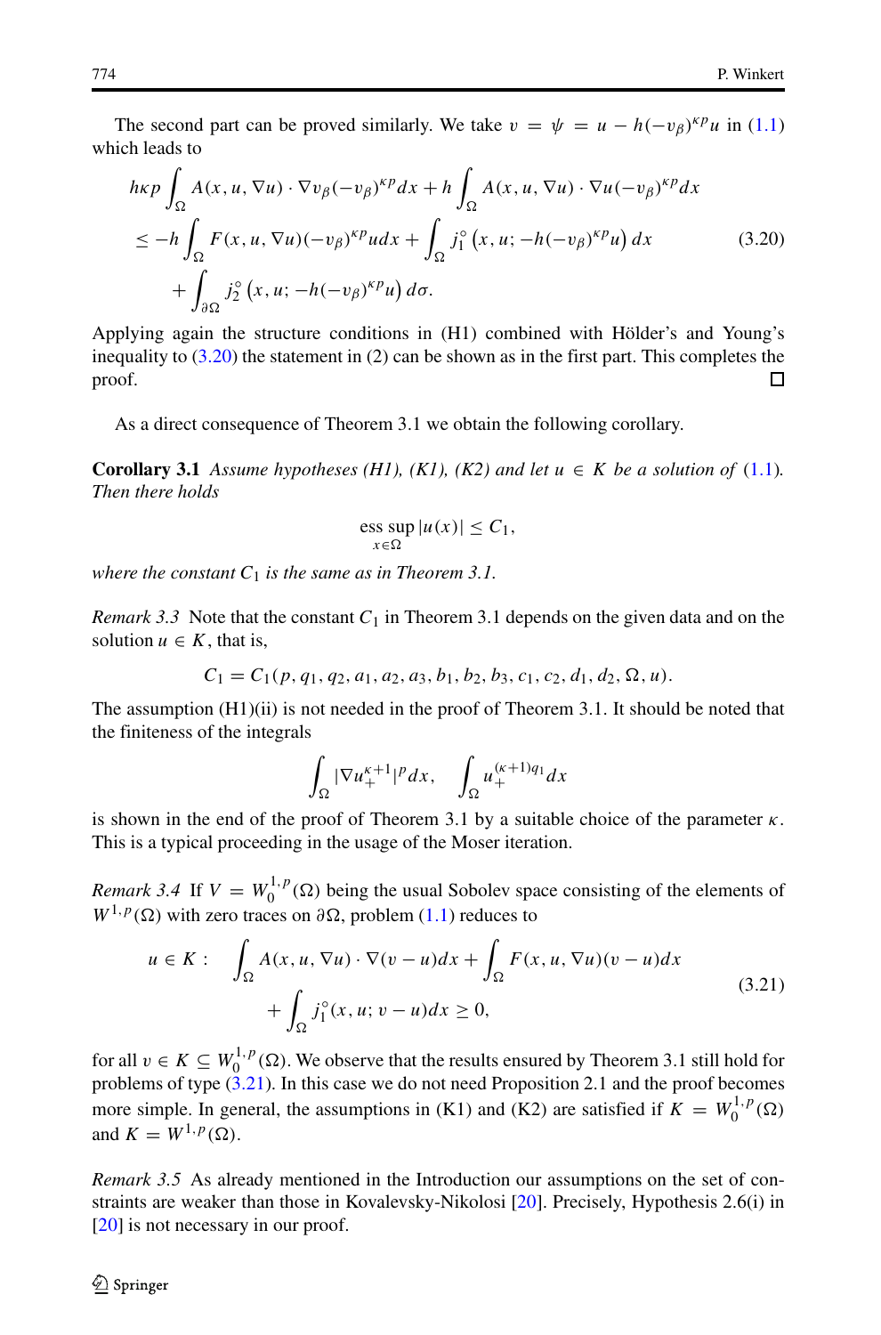The second part can be proved similarly. We take $v = \psi = u - h(-v_\beta)^{\kappa p} u$ in (1.1) which leads to

$$
\begin{aligned}
& h\kappa p \int_\Omega A(x,u,\nabla u)\cdot \nabla v_\beta (-v_\beta)^{\kappa p} dx + h\int_\Omega A(x,u,\nabla u)\cdot \nabla u(-v_\beta)^{\kappa p} dx \\
& \quad \le -h\int_\Omega F(x,u,\nabla u)(-v_\beta)^{\kappa p} u dx + \int_\Omega j_1^\circ\left(x,u;-h(-v_\beta)^{\kappa p}u\right) dx \\
& \qquad + \int_{\partial\Omega} j_2^\circ\left(x,u;-h(-v_\beta)^{\kappa p}u\right) d\sigma.
\end{aligned} \tag{3.20}
$$

Applying again the structure conditions in (H1) combined with Hölder's and Young's inequality to (3.20) the statement in (2) can be shown as in the first part. This completes the proof. □

As a direct consequence of Theorem 3.1 we obtain the following corollary.

**Corollary 3.1** *Assume hypotheses (H1), (K1), (K2) and let $u \in K$ be a solution of* (1.1)*. Then there holds*

$$
\operatorname*{ess\,sup}_{x\in\Omega} |u(x)| \le C_1,
$$

*where the constant $C_1$ is the same as in Theorem 3.1.*

*Remark 3.3* Note that the constant $C_1$ in Theorem 3.1 depends on the given data and on the solution $u \in K$, that is,

$$
C_1 = C_1(p,q_1,q_2,a_1,a_2,a_3,b_1,b_2,b_3,c_1,c_2,d_1,d_2,\Omega,u).
$$

The assumption (H1)(ii) is not needed in the proof of Theorem 3.1. It should be noted that the finiteness of the integrals

$$
\int_\Omega |\nabla u_+^{\kappa+1}|^p dx, \qquad \int_\Omega u_+^{(\kappa+1)q_1} dx
$$

is shown in the end of the proof of Theorem 3.1 by a suitable choice of the parameter $\kappa$. This is a typical proceeding in the usage of the Moser iteration.

*Remark 3.4* If $V = W_0^{1,p}(\Omega)$ being the usual Sobolev space consisting of the elements of $W^{1,p}(\Omega)$ with zero traces on $\partial\Omega$, problem (1.1) reduces to

$$
\begin{aligned}
u \in K: \quad & \int_\Omega A(x,u,\nabla u)\cdot \nabla(v-u)dx + \int_\Omega F(x,u,\nabla u)(v-u)dx \\
& \quad + \int_\Omega j_1^\circ(x,u;v-u)dx \ge 0,
\end{aligned} \tag{3.21}
$$

for all $v \in K \subseteq W_0^{1,p}(\Omega)$. We observe that the results ensured by Theorem 3.1 still hold for problems of type (3.21). In this case we do not need Proposition 2.1 and the proof becomes more simple. In general, the assumptions in (K1) and (K2) are satisfied if $K = W_0^{1,p}(\Omega)$ and $K = W^{1,p}(\Omega)$.

*Remark 3.5* As already mentioned in the Introduction our assumptions on the set of constraints are weaker than those in Kovalevsky-Nikolosi [20]. Precisely, Hypothesis 2.6(i) in [20] is not necessary in our proof.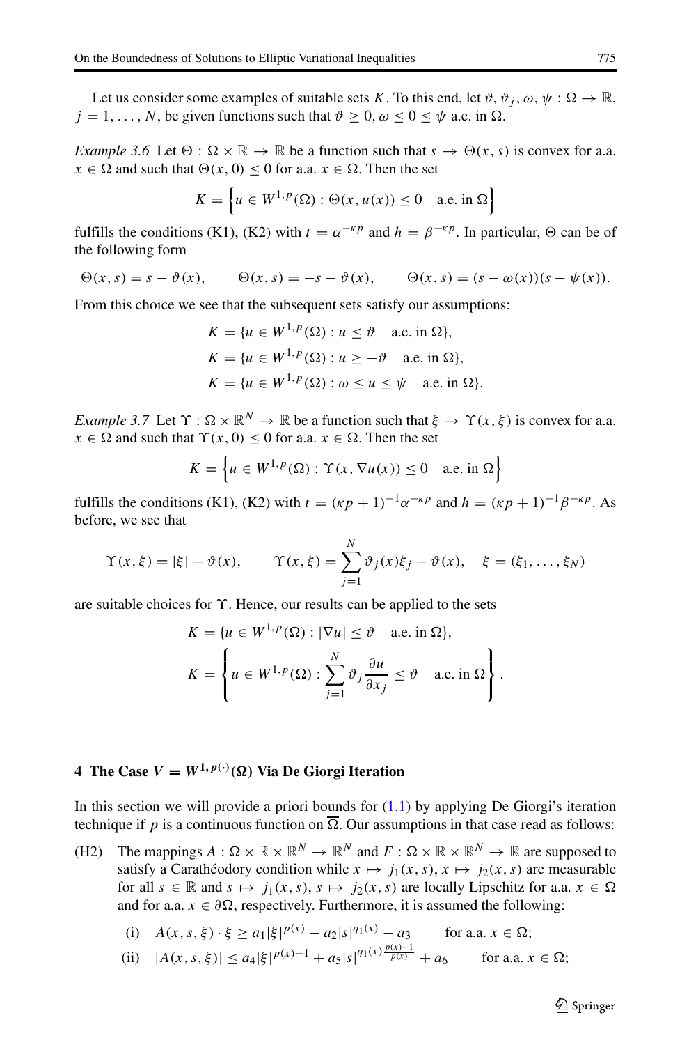Let us consider some examples of suitable sets $K$. To this end, let $\vartheta, \vartheta_j, \omega, \psi : \Omega \to \mathbb{R}$, $j = 1, \ldots, N$, be given functions such that $\vartheta \geq 0$, $\omega \leq 0 \leq \psi$ a.e. in $\Omega$.

*Example 3.6* Let $\Theta : \Omega \times \mathbb{R} \to \mathbb{R}$ be a function such that $s \to \Theta(x, s)$ is convex for a.a. $x \in \Omega$ and such that $\Theta(x, 0) \leq 0$ for a.a. $x \in \Omega$. Then the set

$$K = \left\{ u \in W^{1,p}(\Omega) : \Theta(x, u(x)) \leq 0 \quad \text{a.e. in } \Omega \right\}$$

fulfills the conditions (K1), (K2) with $t = \alpha^{-\kappa p}$ and $h = \beta^{-\kappa p}$. In particular, $\Theta$ can be of the following form

$$\Theta(x, s) = s - \vartheta(x), \qquad \Theta(x, s) = -s - \vartheta(x), \qquad \Theta(x, s) = (s - \omega(x))(s - \psi(x)).$$

From this choice we see that the subsequent sets satisfy our assumptions:

$$K = \{u \in W^{1,p}(\Omega) : u \leq \vartheta \quad \text{a.e. in } \Omega\},$$
$$K = \{u \in W^{1,p}(\Omega) : u \geq -\vartheta \quad \text{a.e. in } \Omega\},$$
$$K = \{u \in W^{1,p}(\Omega) : \omega \leq u \leq \psi \quad \text{a.e. in } \Omega\}.$$

*Example 3.7* Let $\Upsilon : \Omega \times \mathbb{R}^N \to \mathbb{R}$ be a function such that $\xi \to \Upsilon(x, \xi)$ is convex for a.a. $x \in \Omega$ and such that $\Upsilon(x, 0) \leq 0$ for a.a. $x \in \Omega$. Then the set

$$K = \left\{ u \in W^{1,p}(\Omega) : \Upsilon(x, \nabla u(x)) \leq 0 \quad \text{a.e. in } \Omega \right\}$$

fulfills the conditions (K1), (K2) with $t = (\kappa p + 1)^{-1} \alpha^{-\kappa p}$ and $h = (\kappa p + 1)^{-1} \beta^{-\kappa p}$. As before, we see that

$$\Upsilon(x, \xi) = |\xi| - \vartheta(x), \qquad \Upsilon(x, \xi) = \sum_{j=1}^{N} \vartheta_j(x) \xi_j - \vartheta(x), \quad \xi = (\xi_1, \ldots, \xi_N)$$

are suitable choices for $\Upsilon$. Hence, our results can be applied to the sets

$$K = \{u \in W^{1,p}(\Omega) : |\nabla u| \leq \vartheta \quad \text{a.e. in } \Omega\},$$
$$K = \left\{ u \in W^{1,p}(\Omega) : \sum_{j=1}^{N} \vartheta_j \frac{\partial u}{\partial x_j} \leq \vartheta \quad \text{a.e. in } \Omega \right\}.$$

## 4 The Case $V = W^{1,p(\cdot)}(\Omega)$ Via De Giorgi Iteration

In this section we will provide a priori bounds for (1.1) by applying De Giorgi's iteration technique if $p$ is a continuous function on $\overline{\Omega}$. Our assumptions in that case read as follows:

(H2) The mappings $A : \Omega \times \mathbb{R} \times \mathbb{R}^N \to \mathbb{R}^N$ and $F : \Omega \times \mathbb{R} \times \mathbb{R}^N \to \mathbb{R}$ are supposed to satisfy a Carathéodory condition while $x \mapsto j_1(x, s)$, $x \mapsto j_2(x, s)$ are measurable for all $s \in \mathbb{R}$ and $s \mapsto j_1(x, s)$, $s \mapsto j_2(x, s)$ are locally Lipschitz for a.a. $x \in \Omega$ and for a.a. $x \in \partial\Omega$, respectively. Furthermore, it is assumed the following:

- (i) $A(x, s, \xi) \cdot \xi \geq a_1 |\xi|^{p(x)} - a_2 |s|^{q_1(x)} - a_3 \qquad$ for a.a. $x \in \Omega$;
- (ii) $|A(x, s, \xi)| \leq a_4 |\xi|^{p(x)-1} + a_5 |s|^{q_1(x) \frac{p(x)-1}{p(x)}} + a_6 \qquad$ for a.a. $x \in \Omega$;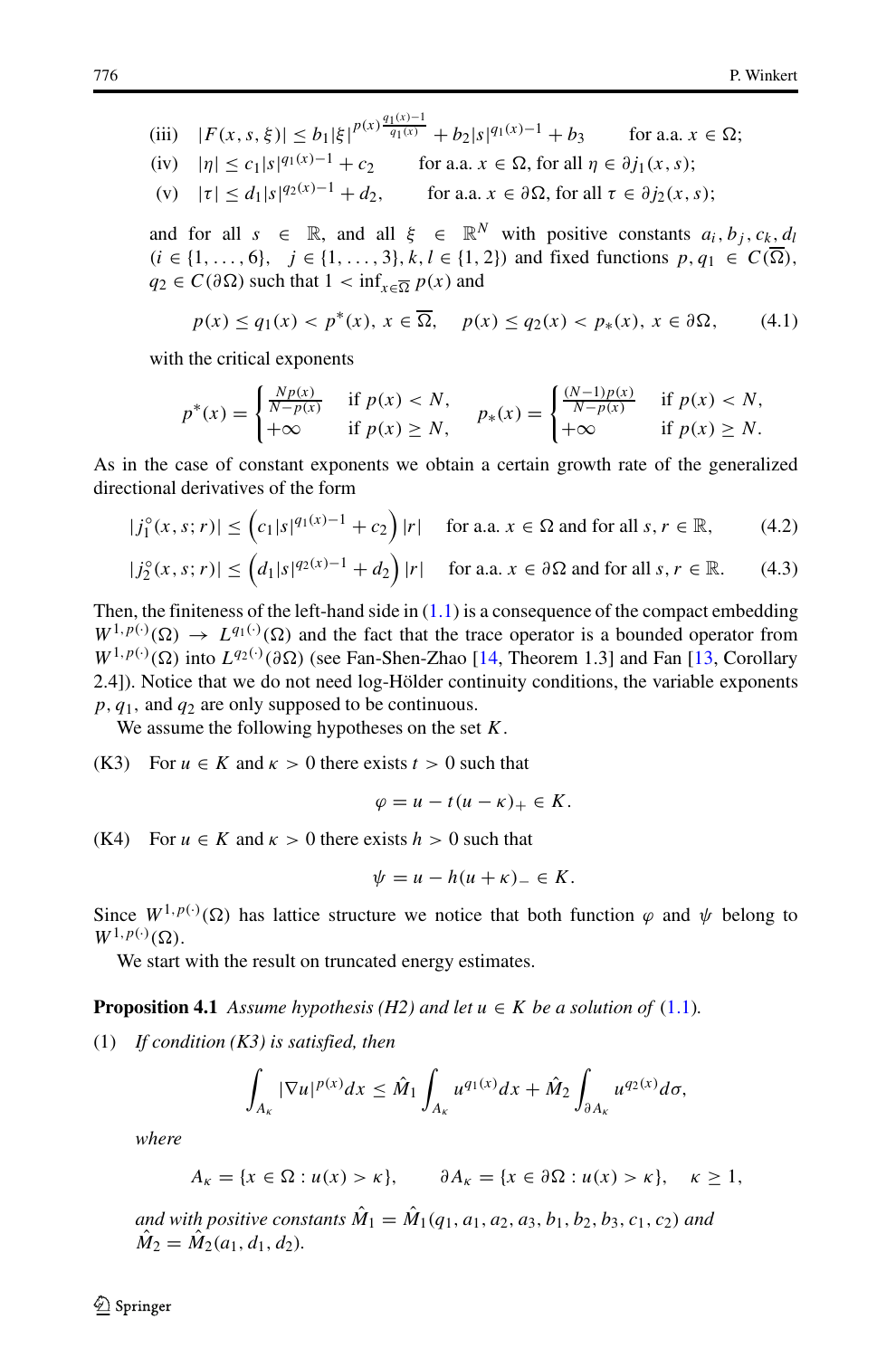(iii) $|F(x,s,\xi)| \le b_1|\xi|^{p(x)\frac{q_1(x)-1}{q_1(x)}} + b_2|s|^{q_1(x)-1} + b_3$ for a.a. $x \in \Omega$;

(iv) $|\eta| \le c_1|s|^{q_1(x)-1} + c_2$ for a.a. $x \in \Omega$, for all $\eta \in \partial j_1(x,s)$;

(v) $|\tau| \le d_1|s|^{q_2(x)-1} + d_2$, for a.a. $x \in \partial\Omega$, for all $\tau \in \partial j_2(x,s)$;

and for all $s \in \mathbb{R}$, and all $\xi \in \mathbb{R}^N$ with positive constants $a_i, b_j, c_k, d_l$ $(i \in \{1,\ldots,6\}, \ j \in \{1,\ldots,3\}, k, l \in \{1,2\})$ and fixed functions $p, q_1 \in C(\overline{\Omega})$, $q_2 \in C(\partial\Omega)$ such that $1 < \inf_{x\in\overline{\Omega}} p(x)$ and

$$p(x) \le q_1(x) < p^*(x),\ x \in \overline{\Omega}, \quad p(x) \le q_2(x) < p_*(x),\ x \in \partial\Omega, \tag{4.1}$$

with the critical exponents

$$p^*(x) = \begin{cases} \frac{Np(x)}{N-p(x)} & \text{if } p(x) < N, \\ +\infty & \text{if } p(x) \ge N, \end{cases} \qquad p_*(x) = \begin{cases} \frac{(N-1)p(x)}{N-p(x)} & \text{if } p(x) < N, \\ +\infty & \text{if } p(x) \ge N. \end{cases}$$

As in the case of constant exponents we obtain a certain growth rate of the generalized directional derivatives of the form

$$|j_1^\circ(x,s;r)| \le \left(c_1|s|^{q_1(x)-1} + c_2\right)|r| \quad \text{for a.a. } x \in \Omega \text{ and for all } s, r \in \mathbb{R}, \tag{4.2}$$

$$|j_2^\circ(x,s;r)| \le \left(d_1|s|^{q_2(x)-1} + d_2\right)|r| \quad \text{for a.a. } x \in \partial\Omega \text{ and for all } s, r \in \mathbb{R}. \tag{4.3}$$

Then, the finiteness of the left-hand side in (1.1) is a consequence of the compact embedding $W^{1,p(\cdot)}(\Omega) \to L^{q_1(\cdot)}(\Omega)$ and the fact that the trace operator is a bounded operator from $W^{1,p(\cdot)}(\Omega)$ into $L^{q_2(\cdot)}(\partial\Omega)$ (see Fan-Shen-Zhao [14, Theorem 1.3] and Fan [13, Corollary 2.4]). Notice that we do not need log-Hölder continuity conditions, the variable exponents $p$, $q_1$, and $q_2$ are only supposed to be continuous.

We assume the following hypotheses on the set $K$.

(K3) For $u \in K$ and $\kappa > 0$ there exists $t > 0$ such that

$$\varphi = u - t(u-\kappa)_+ \in K.$$

(K4) For $u \in K$ and $\kappa > 0$ there exists $h > 0$ such that

$$\psi = u - h(u+\kappa)_- \in K.$$

Since $W^{1,p(\cdot)}(\Omega)$ has lattice structure we notice that both function $\varphi$ and $\psi$ belong to $W^{1,p(\cdot)}(\Omega)$.

We start with the result on truncated energy estimates.

**Proposition 4.1** *Assume hypothesis (H2) and let $u \in K$ be a solution of (1.1).*

(1) *If condition (K3) is satisfied, then*

$$\int_{A_\kappa} |\nabla u|^{p(x)} dx \le \hat{M}_1 \int_{A_\kappa} u^{q_1(x)} dx + \hat{M}_2 \int_{\partial A_\kappa} u^{q_2(x)} d\sigma,$$

*where*

$$A_\kappa = \{x \in \Omega : u(x) > \kappa\}, \qquad \partial A_\kappa = \{x \in \partial\Omega : u(x) > \kappa\}, \quad \kappa \ge 1,$$

*and with positive constants $\hat{M}_1 = \hat{M}_1(q_1, a_1, a_2, a_3, b_1, b_2, b_3, c_1, c_2)$ and $\hat{M}_2 = \hat{M}_2(a_1, d_1, d_2)$.*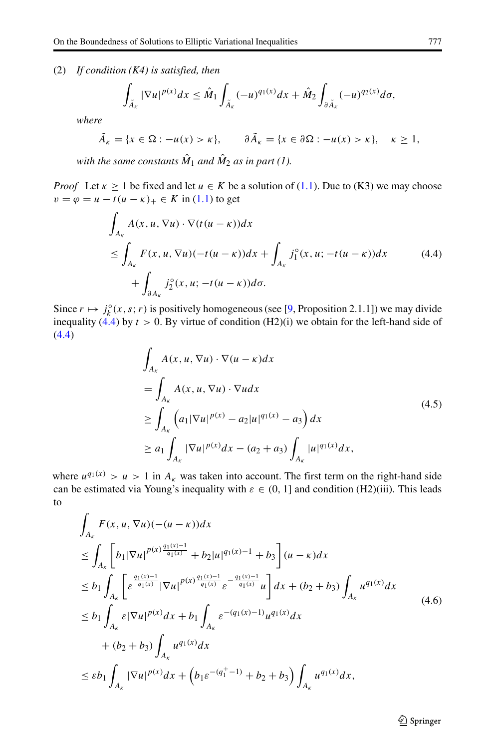(2) *If condition (K4) is satisfied, then*

$$\int_{\tilde{A}_\kappa} |\nabla u|^{p(x)} dx \leq \hat{M}_1 \int_{\tilde{A}_\kappa} (-u)^{q_1(x)} dx + \hat{M}_2 \int_{\partial \tilde{A}_\kappa} (-u)^{q_2(x)} d\sigma,$$

*where*

$$\tilde{A}_\kappa = \{x \in \Omega : -u(x) > \kappa\}, \qquad \partial \tilde{A}_\kappa = \{x \in \partial\Omega : -u(x) > \kappa\}, \quad \kappa \geq 1,$$

*with the same constants $\hat{M}_1$ and $\hat{M}_2$ as in part (1).*

*Proof* Let $\kappa \geq 1$ be fixed and let $u \in K$ be a solution of (1.1). Due to (K3) we may choose $v = \varphi = u - t(u-\kappa)_+ \in K$ in (1.1) to get

$$\begin{aligned}
&\int_{A_\kappa} A(x,u,\nabla u) \cdot \nabla(t(u-\kappa)) dx \\
&\leq \int_{A_\kappa} F(x,u,\nabla u)(-t(u-\kappa)) dx + \int_{A_\kappa} j_1^\circ(x,u;-t(u-\kappa)) dx \\
&\quad + \int_{\partial A_\kappa} j_2^\circ(x,u;-t(u-\kappa)) d\sigma.
\end{aligned} \tag{4.4}$$

Since $r \mapsto j_k^\circ(x,s;r)$ is positively homogeneous (see [9, Proposition 2.1.1]) we may divide inequality (4.4) by $t > 0$. By virtue of condition (H2)(i) we obtain for the left-hand side of (4.4)

$$\begin{aligned}
&\int_{A_\kappa} A(x,u,\nabla u) \cdot \nabla(u-\kappa) dx \\
&= \int_{A_\kappa} A(x,u,\nabla u) \cdot \nabla u dx \\
&\geq \int_{A_\kappa} \left( a_1 |\nabla u|^{p(x)} - a_2 |u|^{q_1(x)} - a_3 \right) dx \\
&\geq a_1 \int_{A_\kappa} |\nabla u|^{p(x)} dx - (a_2 + a_3) \int_{A_\kappa} |u|^{q_1(x)} dx,
\end{aligned} \tag{4.5}$$

where $u^{q_1(x)} > u > 1$ in $A_\kappa$ was taken into account. The first term on the right-hand side can be estimated via Young's inequality with $\varepsilon \in (0,1]$ and condition (H2)(iii). This leads to

$$\begin{aligned}
&\int_{A_\kappa} F(x,u,\nabla u)(-(u-\kappa)) dx \\
&\leq \int_{A_\kappa} \left[ b_1 |\nabla u|^{p(x)\frac{q_1(x)-1}{q_1(x)}} + b_2 |u|^{q_1(x)-1} + b_3 \right] (u-\kappa) dx \\
&\leq b_1 \int_{A_\kappa} \left[ \varepsilon^{\frac{q_1(x)-1}{q_1(x)}} |\nabla u|^{p(x)\frac{q_1(x)-1}{q_1(x)}} \varepsilon^{-\frac{q_1(x)-1}{q_1(x)}} u \right] dx + (b_2 + b_3) \int_{A_\kappa} u^{q_1(x)} dx \\
&\leq b_1 \int_{A_\kappa} \varepsilon |\nabla u|^{p(x)} dx + b_1 \int_{A_\kappa} \varepsilon^{-(q_1(x)-1)} u^{q_1(x)} dx \\
&\quad + (b_2 + b_3) \int_{A_\kappa} u^{q_1(x)} dx \\
&\leq \varepsilon b_1 \int_{A_\kappa} |\nabla u|^{p(x)} dx + \left( b_1 \varepsilon^{-(q_1^+ - 1)} + b_2 + b_3 \right) \int_{A_\kappa} u^{q_1(x)} dx,
\end{aligned} \tag{4.6}$$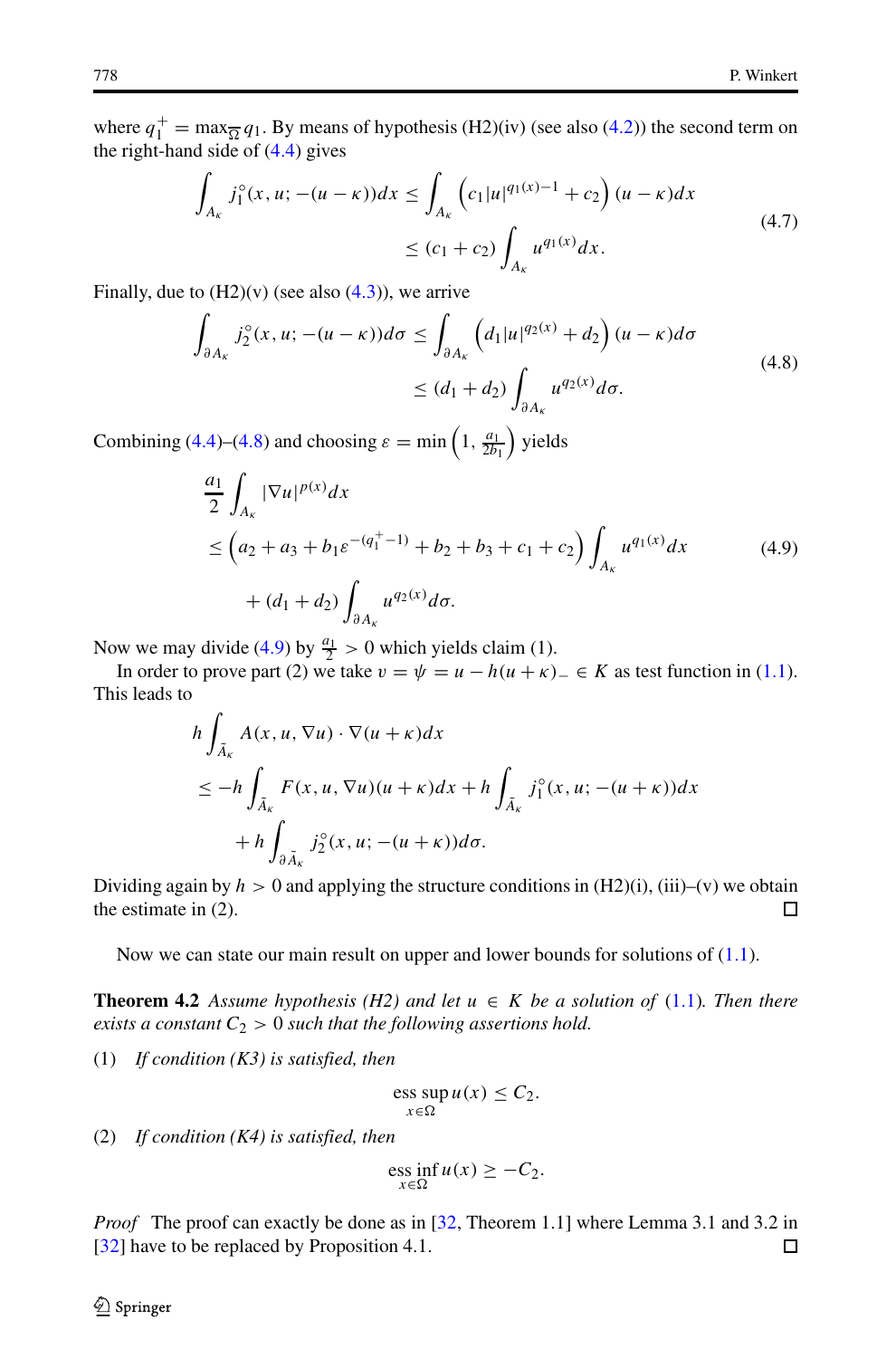where $q_1^+ = \max_{\overline{\Omega}} q_1$. By means of hypothesis (H2)(iv) (see also (4.2)) the second term on the right-hand side of (4.4) gives

$$
\begin{aligned}
\int_{A_\kappa} j_1^\circ(x, u; -(u-\kappa))dx &\le \int_{A_\kappa} \left(c_1|u|^{q_1(x)-1} + c_2\right)(u-\kappa)dx \\
&\le (c_1 + c_2)\int_{A_\kappa} u^{q_1(x)}dx.
\end{aligned}
\tag{4.7}
$$

Finally, due to (H2)(v) (see also (4.3)), we arrive

$$
\begin{aligned}
\int_{\partial A_\kappa} j_2^\circ(x, u; -(u-\kappa))d\sigma &\le \int_{\partial A_\kappa} \left(d_1|u|^{q_2(x)} + d_2\right)(u-\kappa)d\sigma \\
&\le (d_1 + d_2)\int_{\partial A_\kappa} u^{q_2(x)}d\sigma.
\end{aligned}
\tag{4.8}
$$

Combining (4.4)–(4.8) and choosing $\varepsilon = \min\left(1, \frac{a_1}{2b_1}\right)$ yields

$$
\begin{aligned}
&\frac{a_1}{2}\int_{A_\kappa} |\nabla u|^{p(x)}dx \\
&\le \left(a_2 + a_3 + b_1\varepsilon^{-(q_1^+-1)} + b_2 + b_3 + c_1 + c_2\right)\int_{A_\kappa} u^{q_1(x)}dx \\
&\quad + (d_1 + d_2)\int_{\partial A_\kappa} u^{q_2(x)}d\sigma.
\end{aligned}
\tag{4.9}
$$

Now we may divide (4.9) by $\frac{a_1}{2} > 0$ which yields claim (1).

In order to prove part (2) we take $v = \psi = u - h(u+\kappa)_- \in K$ as test function in (1.1). This leads to

$$
\begin{aligned}
&h\int_{\tilde{A}_\kappa} A(x, u, \nabla u)\cdot \nabla(u+\kappa)dx \\
&\le -h\int_{\tilde{A}_\kappa} F(x, u, \nabla u)(u+\kappa)dx + h\int_{\tilde{A}_\kappa} j_1^\circ(x, u; -(u+\kappa))dx \\
&\quad + h\int_{\partial\tilde{A}_\kappa} j_2^\circ(x, u; -(u+\kappa))d\sigma.
\end{aligned}
$$

Dividing again by $h > 0$ and applying the structure conditions in (H2)(i), (iii)–(v) we obtain the estimate in (2). □

Now we can state our main result on upper and lower bounds for solutions of (1.1).

**Theorem 4.2** *Assume hypothesis (H2) and let $u \in K$ be a solution of* (1.1)*. Then there exists a constant $C_2 > 0$ such that the following assertions hold.*

(1) *If condition (K3) is satisfied, then*

$$
\operatorname*{ess\,sup}_{x\in\Omega} u(x) \le C_2.
$$

(2) *If condition (K4) is satisfied, then*

$$
\operatorname*{ess\,inf}_{x\in\Omega} u(x) \ge -C_2.
$$

*Proof* The proof can exactly be done as in [32, Theorem 1.1] where Lemma 3.1 and 3.2 in [32] have to be replaced by Proposition 4.1. □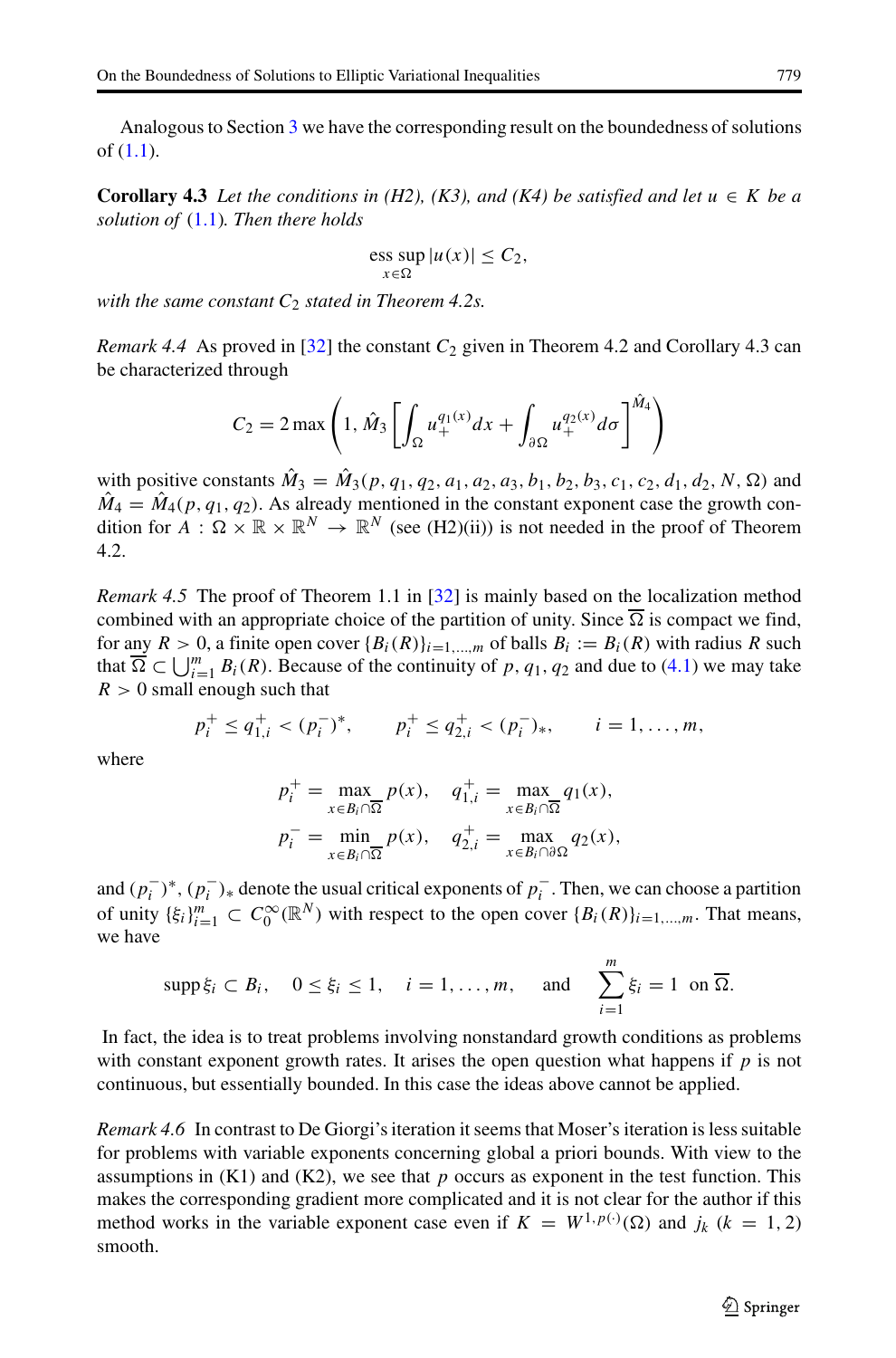Analogous to Section 3 we have the corresponding result on the boundedness of solutions of (1.1).

**Corollary 4.3** *Let the conditions in (H2), (K3), and (K4) be satisfied and let $u \in K$ be a solution of* (1.1)*. Then there holds*

$$\operatorname*{ess\,sup}_{x\in\Omega} |u(x)| \leq C_2,$$

*with the same constant $C_2$ stated in Theorem 4.2s.*

*Remark 4.4* As proved in [32] the constant $C_2$ given in Theorem 4.2 and Corollary 4.3 can be characterized through

$$C_2 = 2\max\left(1, \hat{M}_3\left[\int_\Omega u_+^{q_1(x)}dx + \int_{\partial\Omega} u_+^{q_2(x)}d\sigma\right]^{\hat{M}_4}\right)$$

with positive constants $\hat{M}_3 = \hat{M}_3(p, q_1, q_2, a_1, a_2, a_3, b_1, b_2, b_3, c_1, c_2, d_1, d_2, N, \Omega)$ and $\hat{M}_4 = \hat{M}_4(p, q_1, q_2)$. As already mentioned in the constant exponent case the growth condition for $A : \Omega \times \mathbb{R} \times \mathbb{R}^N \to \mathbb{R}^N$ (see (H2)(ii)) is not needed in the proof of Theorem 4.2.

*Remark 4.5* The proof of Theorem 1.1 in [32] is mainly based on the localization method combined with an appropriate choice of the partition of unity. Since $\overline{\Omega}$ is compact we find, for any $R > 0$, a finite open cover $\{B_i(R)\}_{i=1,\dots,m}$ of balls $B_i := B_i(R)$ with radius $R$ such that $\overline{\Omega} \subset \bigcup_{i=1}^m B_i(R)$. Because of the continuity of $p, q_1, q_2$ and due to (4.1) we may take $R > 0$ small enough such that

$$p_i^+ \leq q_{1,i}^+ < (p_i^-)^*, \qquad p_i^+ \leq q_{2,i}^+ < (p_i^-)_*, \qquad i = 1, \dots, m,$$

where

$$\begin{aligned}
p_i^+ &= \max_{x\in B_i\cap\overline{\Omega}} p(x), \quad & q_{1,i}^+ &= \max_{x\in B_i\cap\overline{\Omega}} q_1(x),\\
p_i^- &= \min_{x\in B_i\cap\overline{\Omega}} p(x), \quad & q_{2,i}^+ &= \max_{x\in B_i\cap\partial\Omega} q_2(x),
\end{aligned}$$

and $(p_i^-)^*$, $(p_i^-)_*$ denote the usual critical exponents of $p_i^-$. Then, we can choose a partition of unity $\{\xi_i\}_{i=1}^m \subset C_0^\infty(\mathbb{R}^N)$ with respect to the open cover $\{B_i(R)\}_{i=1,\dots,m}$. That means, we have

$$\operatorname{supp}\xi_i \subset B_i, \quad 0 \leq \xi_i \leq 1, \quad i = 1, \dots, m, \quad \text{and} \quad \sum_{i=1}^m \xi_i = 1 \ \text{ on } \overline{\Omega}.$$

In fact, the idea is to treat problems involving nonstandard growth conditions as problems with constant exponent growth rates. It arises the open question what happens if $p$ is not continuous, but essentially bounded. In this case the ideas above cannot be applied.

*Remark 4.6* In contrast to De Giorgi's iteration it seems that Moser's iteration is less suitable for problems with variable exponents concerning global a priori bounds. With view to the assumptions in (K1) and (K2), we see that $p$ occurs as exponent in the test function. This makes the corresponding gradient more complicated and it is not clear for the author if this method works in the variable exponent case even if $K = W^{1,p(\cdot)}(\Omega)$ and $j_k$ ($k = 1, 2$) smooth.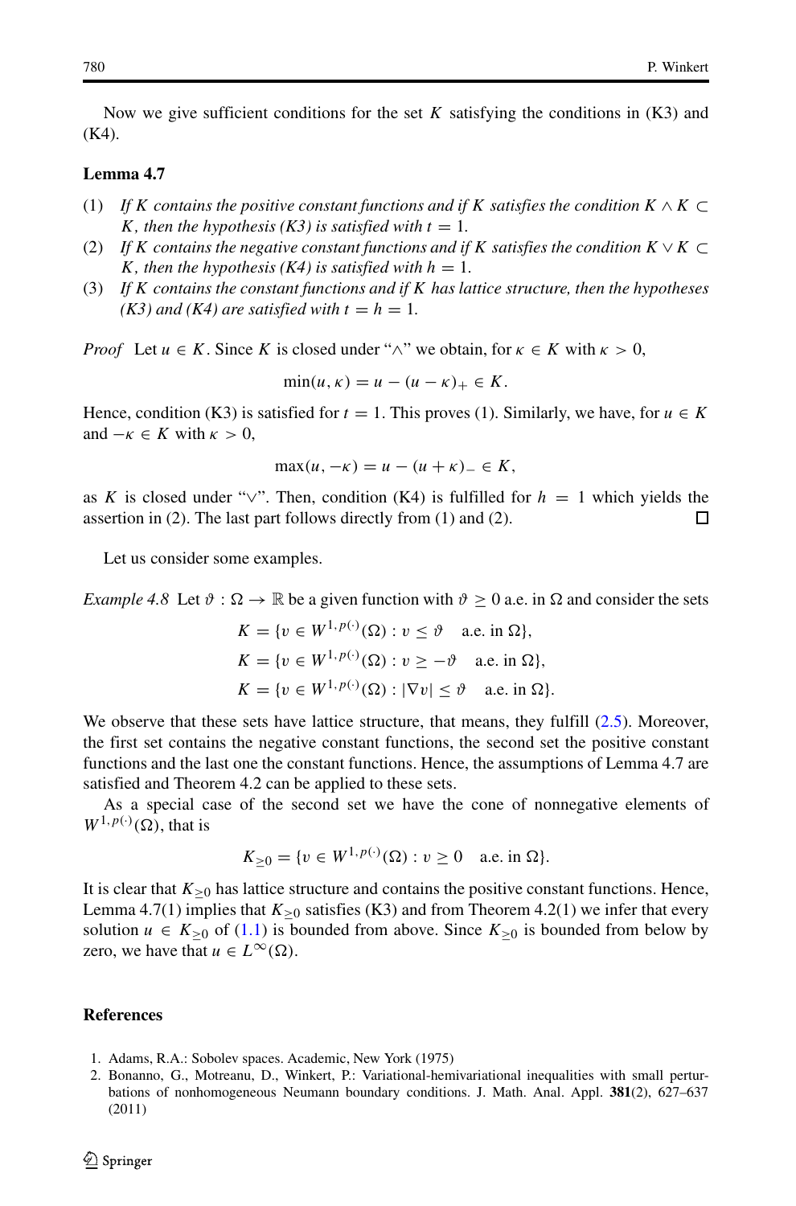Now we give sufficient conditions for the set $K$ satisfying the conditions in (K3) and (K4).

**Lemma 4.7**

1. *If $K$ contains the positive constant functions and if $K$ satisfies the condition $K \wedge K \subset K$, then the hypothesis (K3) is satisfied with $t = 1$.*
2. *If $K$ contains the negative constant functions and if $K$ satisfies the condition $K \vee K \subset K$, then the hypothesis (K4) is satisfied with $h = 1$.*
3. *If $K$ contains the constant functions and if $K$ has lattice structure, then the hypotheses (K3) and (K4) are satisfied with $t = h = 1$.*

*Proof* Let $u \in K$. Since $K$ is closed under "$\wedge$" we obtain, for $\kappa \in K$ with $\kappa > 0$,

$$\min(u, \kappa) = u - (u - \kappa)_+ \in K.$$

Hence, condition (K3) is satisfied for $t = 1$. This proves (1). Similarly, we have, for $u \in K$ and $-\kappa \in K$ with $\kappa > 0$,

$$\max(u, -\kappa) = u - (u + \kappa)_- \in K,$$

as $K$ is closed under "$\vee$". Then, condition (K4) is fulfilled for $h = 1$ which yields the assertion in (2). The last part follows directly from (1) and (2). □

Let us consider some examples.

*Example 4.8* Let $\vartheta : \Omega \to \mathbb{R}$ be a given function with $\vartheta \geq 0$ a.e. in $\Omega$ and consider the sets

$$K = \{v \in W^{1,p(\cdot)}(\Omega) : v \leq \vartheta \quad \text{a.e. in } \Omega\},$$
$$K = \{v \in W^{1,p(\cdot)}(\Omega) : v \geq -\vartheta \quad \text{a.e. in } \Omega\},$$
$$K = \{v \in W^{1,p(\cdot)}(\Omega) : |\nabla v| \leq \vartheta \quad \text{a.e. in } \Omega\}.$$

We observe that these sets have lattice structure, that means, they fulfill (2.5). Moreover, the first set contains the negative constant functions, the second set the positive constant functions and the last one the constant functions. Hence, the assumptions of Lemma 4.7 are satisfied and Theorem 4.2 can be applied to these sets.

As a special case of the second set we have the cone of nonnegative elements of $W^{1,p(\cdot)}(\Omega)$, that is

$$K_{\geq 0} = \{v \in W^{1,p(\cdot)}(\Omega) : v \geq 0 \quad \text{a.e. in } \Omega\}.$$

It is clear that $K_{\geq 0}$ has lattice structure and contains the positive constant functions. Hence, Lemma 4.7(1) implies that $K_{\geq 0}$ satisfies (K3) and from Theorem 4.2(1) we infer that every solution $u \in K_{\geq 0}$ of (1.1) is bounded from above. Since $K_{\geq 0}$ is bounded from below by zero, we have that $u \in L^{\infty}(\Omega)$.

## References

1. Adams, R.A.: Sobolev spaces. Academic, New York (1975)
2. Bonanno, G., Motreanu, D., Winkert, P.: Variational-hemivariational inequalities with small perturbations of nonhomogeneous Neumann boundary conditions. J. Math. Anal. Appl. **381**(2), 627–637 (2011)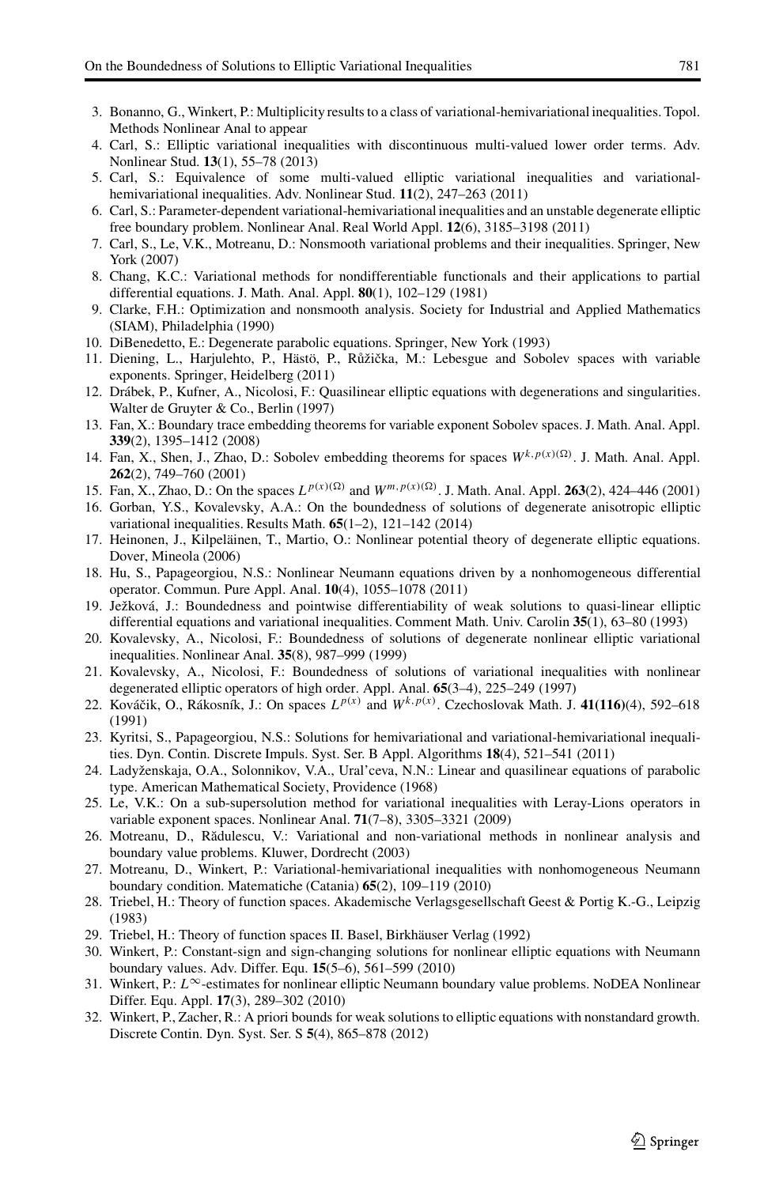3. Bonanno, G., Winkert, P.: Multiplicity results to a class of variational-hemivariational inequalities. Topol. Methods Nonlinear Anal to appear
4. Carl, S.: Elliptic variational inequalities with discontinuous multi-valued lower order terms. Adv. Nonlinear Stud. **13**(1), 55–78 (2013)
5. Carl, S.: Equivalence of some multi-valued elliptic variational inequalities and variational-hemivariational inequalities. Adv. Nonlinear Stud. **11**(2), 247–263 (2011)
6. Carl, S.: Parameter-dependent variational-hemivariational inequalities and an unstable degenerate elliptic free boundary problem. Nonlinear Anal. Real World Appl. **12**(6), 3185–3198 (2011)
7. Carl, S., Le, V.K., Motreanu, D.: Nonsmooth variational problems and their inequalities. Springer, New York (2007)
8. Chang, K.C.: Variational methods for nondifferentiable functionals and their applications to partial differential equations. J. Math. Anal. Appl. **80**(1), 102–129 (1981)
9. Clarke, F.H.: Optimization and nonsmooth analysis. Society for Industrial and Applied Mathematics (SIAM), Philadelphia (1990)
10. DiBenedetto, E.: Degenerate parabolic equations. Springer, New York (1993)
11. Diening, L., Harjulehto, P., Hästö, P., Růžička, M.: Lebesgue and Sobolev spaces with variable exponents. Springer, Heidelberg (2011)
12. Drábek, P., Kufner, A., Nicolosi, F.: Quasilinear elliptic equations with degenerations and singularities. Walter de Gruyter & Co., Berlin (1997)
13. Fan, X.: Boundary trace embedding theorems for variable exponent Sobolev spaces. J. Math. Anal. Appl. **339**(2), 1395–1412 (2008)
14. Fan, X., Shen, J., Zhao, D.: Sobolev embedding theorems for spaces $W^{k,p(x)(\Omega)}$. J. Math. Anal. Appl. **262**(2), 749–760 (2001)
15. Fan, X., Zhao, D.: On the spaces $L^{p(x)(\Omega)}$ and $W^{m,p(x)(\Omega)}$. J. Math. Anal. Appl. **263**(2), 424–446 (2001)
16. Gorban, Y.S., Kovalevsky, A.A.: On the boundedness of solutions of degenerate anisotropic elliptic variational inequalities. Results Math. **65**(1–2), 121–142 (2014)
17. Heinonen, J., Kilpeläinen, T., Martio, O.: Nonlinear potential theory of degenerate elliptic equations. Dover, Mineola (2006)
18. Hu, S., Papageorgiou, N.S.: Nonlinear Neumann equations driven by a nonhomogeneous differential operator. Commun. Pure Appl. Anal. **10**(4), 1055–1078 (2011)
19. Ježková, J.: Boundedness and pointwise differentiability of weak solutions to quasi-linear elliptic differential equations and variational inequalities. Comment Math. Univ. Carolin **35**(1), 63–80 (1993)
20. Kovalevsky, A., Nicolosi, F.: Boundedness of solutions of degenerate nonlinear elliptic variational inequalities. Nonlinear Anal. **35**(8), 987–999 (1999)
21. Kovalevsky, A., Nicolosi, F.: Boundedness of solutions of variational inequalities with nonlinear degenerated elliptic operators of high order. Appl. Anal. **65**(3–4), 225–249 (1997)
22. Kováčik, O., Rákosník, J.: On spaces $L^{p(x)}$ and $W^{k,p(x)}$. Czechoslovak Math. J. **41(116)**(4), 592–618 (1991)
23. Kyritsi, S., Papageorgiou, N.S.: Solutions for hemivariational and variational-hemivariational inequalities. Dyn. Contin. Discrete Impuls. Syst. Ser. B Appl. Algorithms **18**(4), 521–541 (2011)
24. Ladyženskaja, O.A., Solonnikov, V.A., Ural'ceva, N.N.: Linear and quasilinear equations of parabolic type. American Mathematical Society, Providence (1968)
25. Le, V.K.: On a sub-supersolution method for variational inequalities with Leray-Lions operators in variable exponent spaces. Nonlinear Anal. **71**(7–8), 3305–3321 (2009)
26. Motreanu, D., Rădulescu, V.: Variational and non-variational methods in nonlinear analysis and boundary value problems. Kluwer, Dordrecht (2003)
27. Motreanu, D., Winkert, P.: Variational-hemivariational inequalities with nonhomogeneous Neumann boundary condition. Matematiche (Catania) **65**(2), 109–119 (2010)
28. Triebel, H.: Theory of function spaces. Akademische Verlagsgesellschaft Geest & Portig K.-G., Leipzig (1983)
29. Triebel, H.: Theory of function spaces II. Basel, Birkhäuser Verlag (1992)
30. Winkert, P.: Constant-sign and sign-changing solutions for nonlinear elliptic equations with Neumann boundary values. Adv. Differ. Equ. **15**(5–6), 561–599 (2010)
31. Winkert, P.: $L^{\infty}$-estimates for nonlinear elliptic Neumann boundary value problems. NoDEA Nonlinear Differ. Equ. Appl. **17**(3), 289–302 (2010)
32. Winkert, P., Zacher, R.: A priori bounds for weak solutions to elliptic equations with nonstandard growth. Discrete Contin. Dyn. Syst. Ser. S **5**(4), 865–878 (2012)